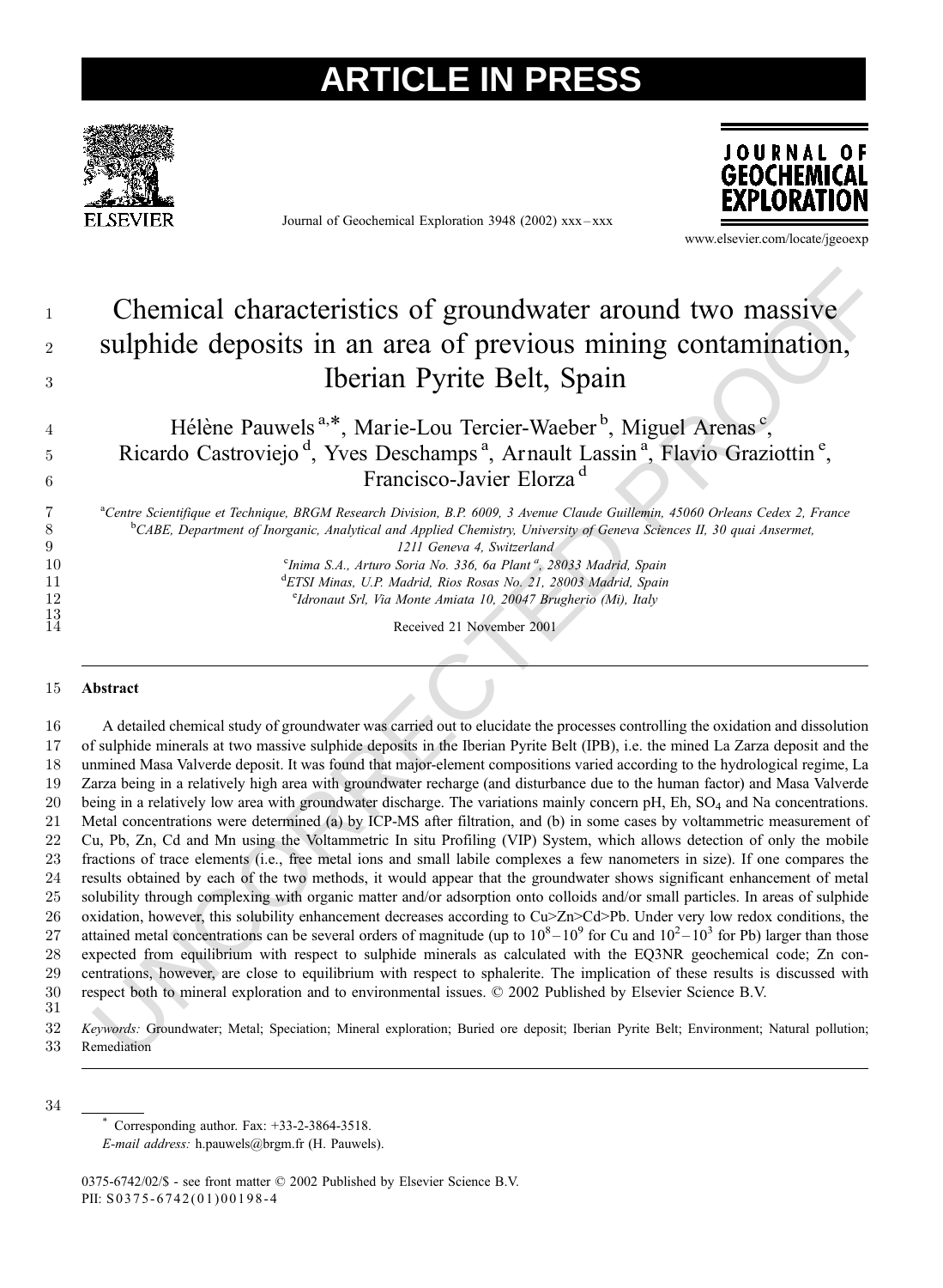# Chemical characteristics of groundwater around two massive sulphide deposits in an area of previous mining contamination, Iberian Pyrite Belt, Spain

Hélène Pauwels[a,*], Marie-Lou Tercier-Waeber[b], Miguel Arenas[c], Ricardo Castroviejo[d], Yves Deschamps[a], Arnault Lassin[a], Flavio Graziottin[e], Francisco-Javier Elorza[d]

[a]Centre Scientifique et Technique, BRGM Research Division, B.P. 6009, 3 Avenue Claude Guillemin, 45060 Orleans Cedex 2, France
[b]CABE, Department of Inorganic, Analytical and Applied Chemistry, University of Geneva Sciences II, 30 quai Ansermet, 1211 Geneva 4, Switzerland
[c]Inima S.A., Arturo Soria No. 336, 6a Plant[a], 28033 Madrid, Spain
[d]ETSI Minas, U.P. Madrid, Rios Rosas No. 21, 28003 Madrid, Spain
[e]Idronaut Srl, Via Monte Amiata 10, 20047 Brugherio (Mi), Italy

Received 21 November 2001

## Abstract

A detailed chemical study of groundwater was carried out to elucidate the processes controlling the oxidation and dissolution of sulphide minerals at two massive sulphide deposits in the Iberian Pyrite Belt (IPB), i.e. the mined La Zarza deposit and the unmined Masa Valverde deposit. It was found that major-element compositions varied according to the hydrological regime, La Zarza being in a relatively high area with groundwater recharge (and disturbance due to the human factor) and Masa Valverde being in a relatively low area with groundwater discharge. The variations mainly concern pH, Eh, $SO_4$ and Na concentrations. Metal concentrations were determined (a) by ICP-MS after filtration, and (b) in some cases by voltammetric measurement of Cu, Pb, Zn, Cd and Mn using the Voltammetric In situ Profiling (VIP) System, which allows detection of only the mobile fractions of trace elements (i.e., free metal ions and small labile complexes a few nanometers in size). If one compares the results obtained by each of the two methods, it would appear that the groundwater shows significant enhancement of metal solubility through complexing with organic matter and/or adsorption onto colloids and/or small particles. In areas of sulphide oxidation, however, this solubility enhancement decreases according to Cu>Zn>Cd>Pb. Under very low redox conditions, the attained metal concentrations can be several orders of magnitude (up to $10^8$–$10^9$ for Cu and $10^2$–$10^3$ for Pb) larger than those expected from equilibrium with respect to sulphide minerals as calculated with the EQ3NR geochemical code; Zn concentrations, however, are close to equilibrium with respect to sphalerite. The implication of these results is discussed with respect both to mineral exploration and to environmental issues. © 2002 Published by Elsevier Science B.V.

*Keywords:* Groundwater; Metal; Speciation; Mineral exploration; Buried ore deposit; Iberian Pyrite Belt; Environment; Natural pollution; Remediation

\* Corresponding author. Fax: +33-2-3864-3518.
*E-mail address:* h.pauwels@brgm.fr (H. Pauwels).

0375-6742/02/$ - see front matter © 2002 Published by Elsevier Science B.V.
PII: S0375-6742(01)00198-4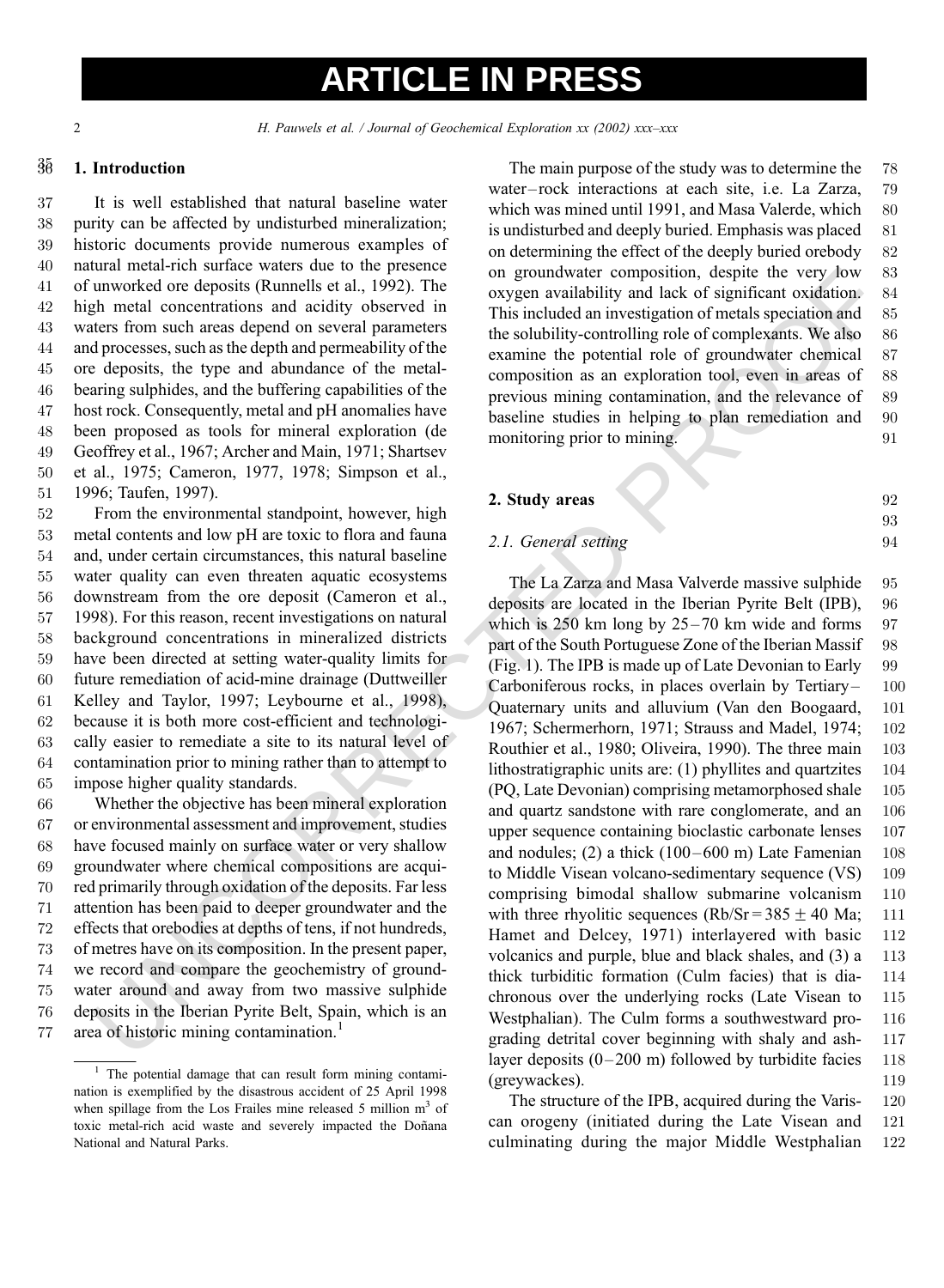## 1. Introduction

It is well established that natural baseline water purity can be affected by undisturbed mineralization; historic documents provide numerous examples of natural metal-rich surface waters due to the presence of unworked ore deposits (Runnells et al., 1992). The high metal concentrations and acidity observed in waters from such areas depend on several parameters and processes, such as the depth and permeability of the ore deposits, the type and abundance of the metal-bearing sulphides, and the buffering capabilities of the host rock. Consequently, metal and pH anomalies have been proposed as tools for mineral exploration (de Geoffrey et al., 1967; Archer and Main, 1971; Shartsev et al., 1975; Cameron, 1977, 1978; Simpson et al., 1996; Taufen, 1997).

From the environmental standpoint, however, high metal contents and low pH are toxic to flora and fauna and, under certain circumstances, this natural baseline water quality can even threaten aquatic ecosystems downstream from the ore deposit (Cameron et al., 1998). For this reason, recent investigations on natural background concentrations in mineralized districts have been directed at setting water-quality limits for future remediation of acid-mine drainage (Duttweiller Kelley and Taylor, 1997; Leybourne et al., 1998), because it is both more cost-efficient and technologically easier to remediate a site to its natural level of contamination prior to mining rather than to attempt to impose higher quality standards.

Whether the objective has been mineral exploration or environmental assessment and improvement, studies have focused mainly on surface water or very shallow groundwater where chemical compositions are acquired primarily through oxidation of the deposits. Far less attention has been paid to deeper groundwater and the effects that orebodies at depths of tens, if not hundreds, of metres have on its composition. In the present paper, we record and compare the geochemistry of groundwater around and away from two massive sulphide deposits in the Iberian Pyrite Belt, Spain, which is an area of historic mining contamination.[1]

[1] The potential damage that can result form mining contamination is exemplified by the disastrous accident of 25 April 1998 when spillage from the Los Frailes mine released 5 million $m^3$ of toxic metal-rich acid waste and severely impacted the Doñana National and Natural Parks.

The main purpose of the study was to determine the water–rock interactions at each site, i.e. La Zarza, which was mined until 1991, and Masa Valerde, which is undisturbed and deeply buried. Emphasis was placed on determining the effect of the deeply buried orebody on groundwater composition, despite the very low oxygen availability and lack of significant oxidation. This included an investigation of metals speciation and the solubility-controlling role of complexants. We also examine the potential role of groundwater chemical composition as an exploration tool, even in areas of previous mining contamination, and the relevance of baseline studies in helping to plan remediation and monitoring prior to mining.

## 2. Study areas

### 2.1. General setting

The La Zarza and Masa Valverde massive sulphide deposits are located in the Iberian Pyrite Belt (IPB), which is 250 km long by 25–70 km wide and forms part of the South Portuguese Zone of the Iberian Massif (Fig. 1). The IPB is made up of Late Devonian to Early Carboniferous rocks, in places overlain by Tertiary–Quaternary units and alluvium (Van den Boogaard, 1967; Schermerhorn, 1971; Strauss and Madel, 1974; Routhier et al., 1980; Oliveira, 1990). The three main lithostratigraphic units are: (1) phyllites and quartzites (PQ, Late Devonian) comprising metamorphosed shale and quartz sandstone with rare conglomerate, and an upper sequence containing bioclastic carbonate lenses and nodules; (2) a thick (100–600 m) Late Famenian to Middle Visean volcano-sedimentary sequence (VS) comprising bimodal shallow submarine volcanism with three rhyolitic sequences (Rb/Sr = 385 ± 40 Ma; Hamet and Delcey, 1971) interlayered with basic volcanics and purple, blue and black shales, and (3) a thick turbiditic formation (Culm facies) that is diachronous over the underlying rocks (Late Visean to Westphalian). The Culm forms a southwestward prograding detrital cover beginning with shaly and ash-layer deposits (0–200 m) followed by turbidite facies (greywackes).

The structure of the IPB, acquired during the Variscan orogeny (initiated during the Late Visean and culminating during the major Middle Westphalian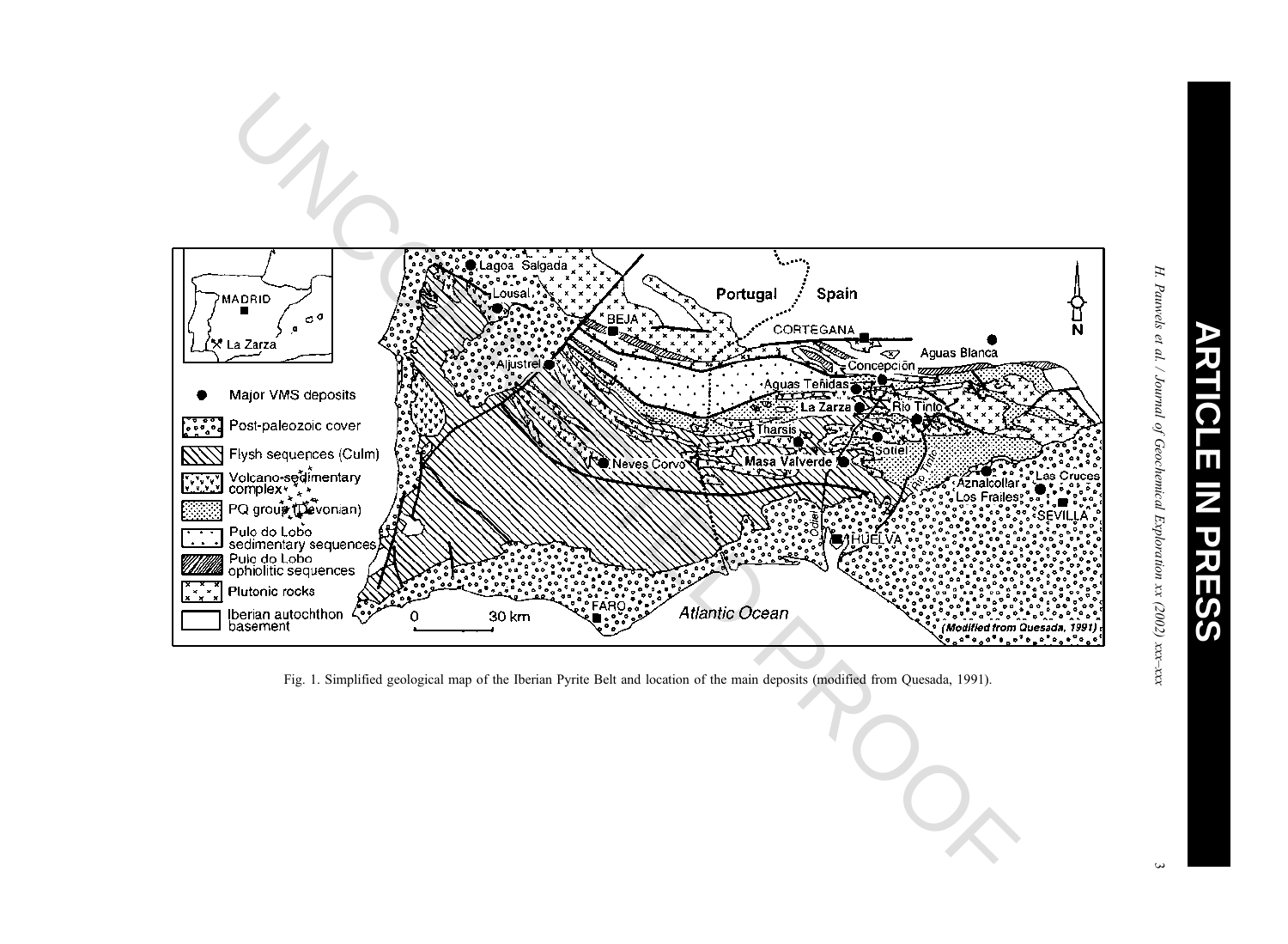Fig. 1. Simplified geological map of the Iberian Pyrite Belt and location of the main deposits (modified from Quesada, 1991).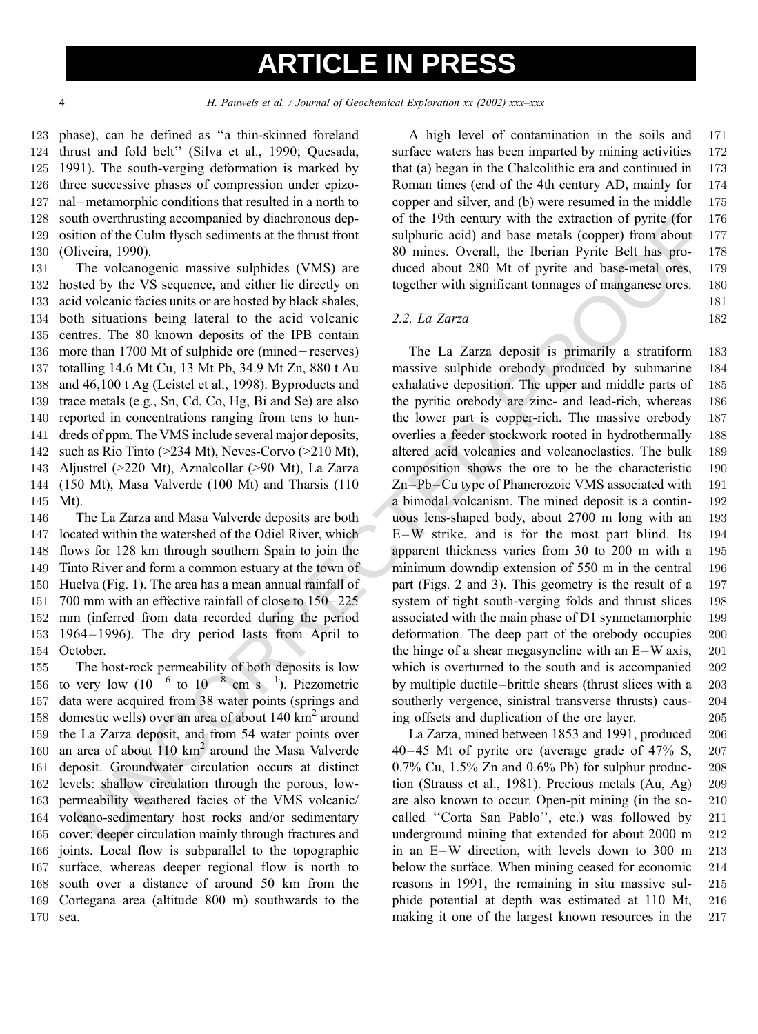phase), can be defined as "a thin-skinned foreland thrust and fold belt" (Silva et al., 1990; Quesada, 1991). The south-verging deformation is marked by three successive phases of compression under epizonal–metamorphic conditions that resulted in a north to south overthrusting accompanied by diachronous deposition of the Culm flysch sediments at the thrust front (Oliveira, 1990).

The volcanogenic massive sulphides (VMS) are hosted by the VS sequence, and either lie directly on acid volcanic facies units or are hosted by black shales, both situations being lateral to the acid volcanic centres. The 80 known deposits of the IPB contain more than 1700 Mt of sulphide ore (mined + reserves) totalling 14.6 Mt Cu, 13 Mt Pb, 34.9 Mt Zn, 880 t Au and 46,100 t Ag (Leistel et al., 1998). Byproducts and trace metals (e.g., Sn, Cd, Co, Hg, Bi and Se) are also reported in concentrations ranging from tens to hundreds of ppm. The VMS include several major deposits, such as Rio Tinto (>234 Mt), Neves-Corvo (>210 Mt), Aljustrel (>220 Mt), Aznalcollar (>90 Mt), La Zarza (150 Mt), Masa Valverde (100 Mt) and Tharsis (110 Mt).

The La Zarza and Masa Valverde deposits are both located within the watershed of the Odiel River, which flows for 128 km through southern Spain to join the Tinto River and form a common estuary at the town of Huelva (Fig. 1). The area has a mean annual rainfall of 700 mm with an effective rainfall of close to 150–225 mm (inferred from data recorded during the period 1964–1996). The dry period lasts from April to October.

The host-rock permeability of both deposits is low to very low ($10^{-6}$ to $10^{-8}$ cm $s^{-1}$). Piezometric data were acquired from 38 water points (springs and domestic wells) over an area of about 140 $km^2$ around the La Zarza deposit, and from 54 water points over an area of about 110 $km^2$ around the Masa Valverde deposit. Groundwater circulation occurs at distinct levels: shallow circulation through the porous, low-permeability weathered facies of the VMS volcanic/volcano-sedimentary host rocks and/or sedimentary cover; deeper circulation mainly through fractures and joints. Local flow is subparallel to the topographic surface, whereas deeper regional flow is north to south over a distance of around 50 km from the Cortegana area (altitude 800 m) southwards to the sea.

A high level of contamination in the soils and surface waters has been imparted by mining activities that (a) began in the Chalcolithic era and continued in Roman times (end of the 4th century AD, mainly for copper and silver, and (b) were resumed in the middle of the 19th century with the extraction of pyrite (for sulphuric acid) and base metals (copper) from about 80 mines. Overall, the Iberian Pyrite Belt has produced about 280 Mt of pyrite and base-metal ores, together with significant tonnages of manganese ores.

### 2.2. La Zarza

The La Zarza deposit is primarily a stratiform massive sulphide orebody produced by submarine exhalative deposition. The upper and middle parts of the pyritic orebody are zinc- and lead-rich, whereas the lower part is copper-rich. The massive orebody overlies a feeder stockwork rooted in hydrothermally altered acid volcanics and volcanoclastics. The bulk composition shows the ore to be the characteristic Zn–Pb–Cu type of Phanerozoic VMS associated with a bimodal volcanism. The mined deposit is a continuous lens-shaped body, about 2700 m long with an E–W strike, and is for the most part blind. Its apparent thickness varies from 30 to 200 m with a minimum downdip extension of 550 m in the central part (Figs. 2 and 3). This geometry is the result of a system of tight south-verging folds and thrust slices associated with the main phase of D1 synmetamorphic deformation. The deep part of the orebody occupies the hinge of a shear megasyncline with an E–W axis, which is overturned to the south and is accompanied by multiple ductile–brittle shears (thrust slices with a southerly vergence, sinistral transverse thrusts) causing offsets and duplication of the ore layer.

La Zarza, mined between 1853 and 1991, produced 40–45 Mt of pyrite ore (average grade of 47% S, 0.7% Cu, 1.5% Zn and 0.6% Pb) for sulphur production (Strauss et al., 1981). Precious metals (Au, Ag) are also known to occur. Open-pit mining (in the so-called "Corta San Pablo", etc.) was followed by underground mining that extended for about 2000 m in an E–W direction, with levels down to 300 m below the surface. When mining ceased for economic reasons in 1991, the remaining in situ massive sulphide potential at depth was estimated at 110 Mt, making it one of the largest known resources in the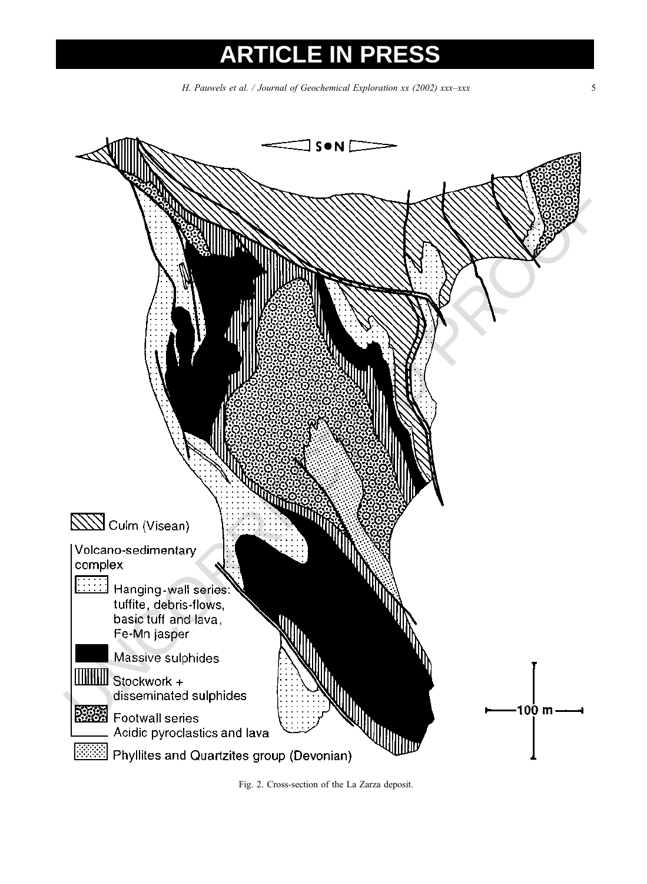Fig. 2. Cross-section of the La Zarza deposit.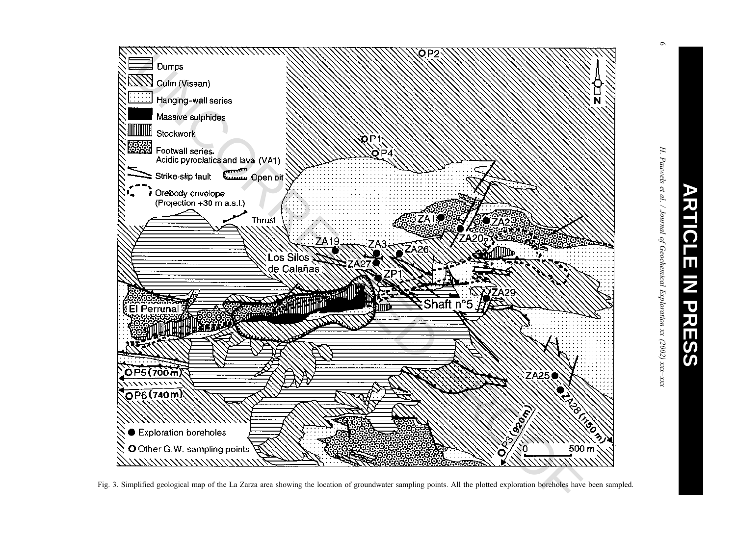Fig. 3. Simplified geological map of the La Zarza area showing the location of groundwater sampling points. All the plotted exploration boreholes have been sampled.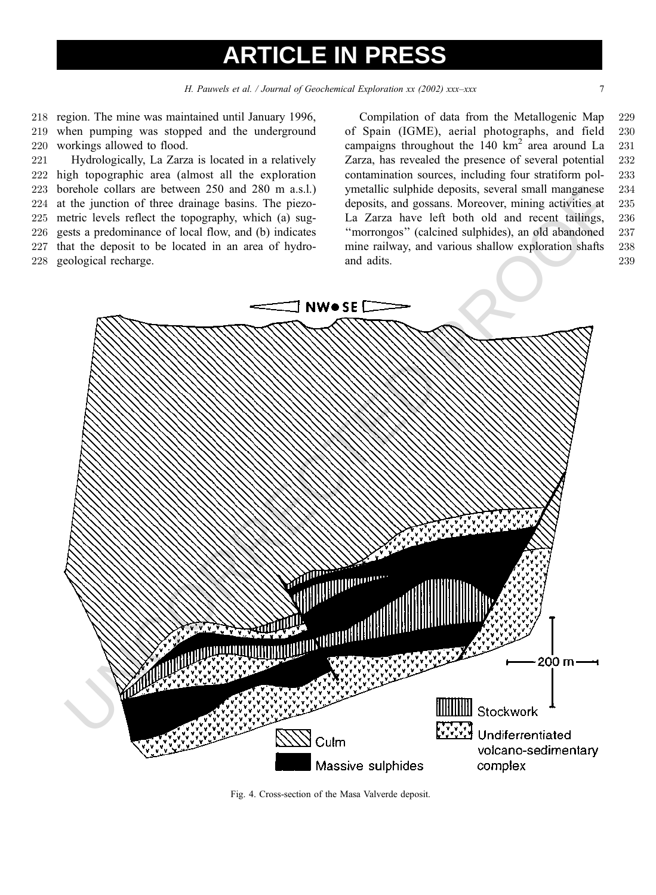region. The mine was maintained until January 1996, when pumping was stopped and the underground workings allowed to flood.

Hydrologically, La Zarza is located in a relatively high topographic area (almost all the exploration borehole collars are between 250 and 280 m a.s.l.) at the junction of three drainage basins. The piezometric levels reflect the topography, which (a) suggests a predominance of local flow, and (b) indicates that the deposit to be located in an area of hydrogeological recharge.

Compilation of data from the Metallogenic Map of Spain (IGME), aerial photographs, and field campaigns throughout the 140 km$^2$ area around La Zarza, has revealed the presence of several potential contamination sources, including four stratiform polymetallic sulphide deposits, several small manganese deposits, and gossans. Moreover, mining activities at La Zarza have left both old and recent tailings, "morrongos" (calcined sulphides), an old abandoned mine railway, and various shallow exploration shafts and adits.

Fig. 4. Cross-section of the Masa Valverde deposit.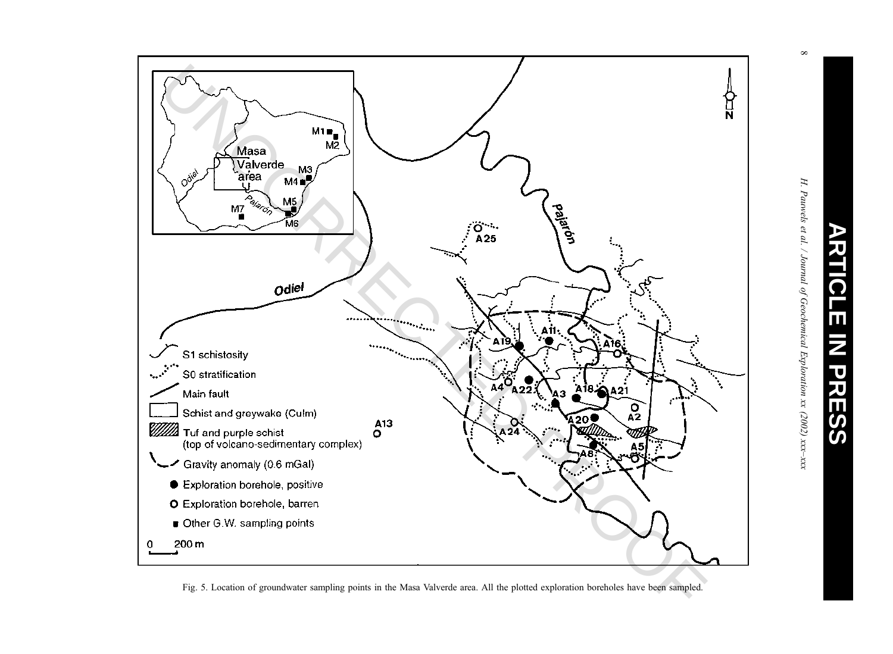Fig. 5. Location of groundwater sampling points in the Masa Valverde area. All the plotted exploration boreholes have been sampled.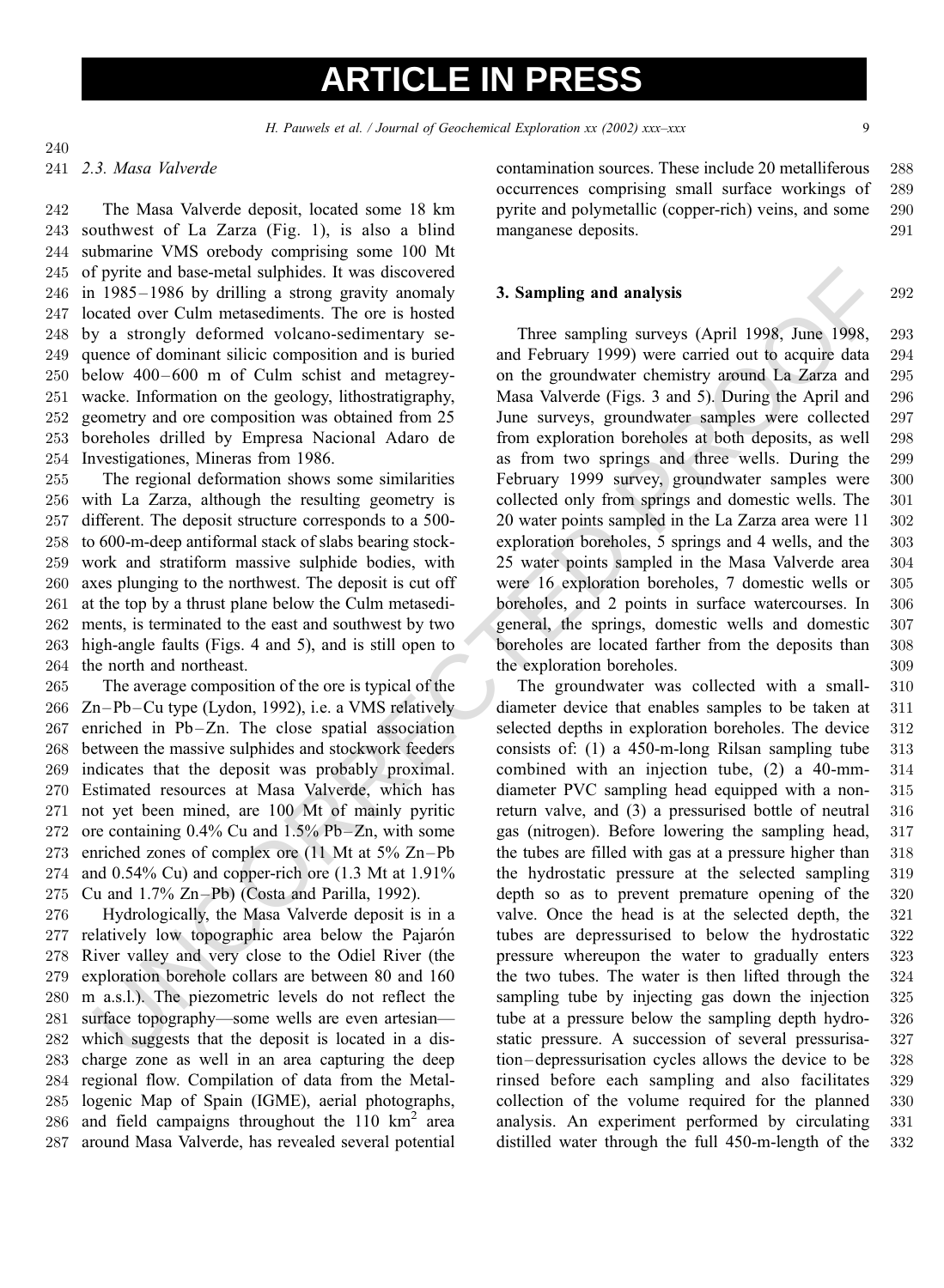### 2.3. Masa Valverde

The Masa Valverde deposit, located some 18 km southwest of La Zarza (Fig. 1), is also a blind submarine VMS orebody comprising some 100 Mt of pyrite and base-metal sulphides. It was discovered in 1985–1986 by drilling a strong gravity anomaly located over Culm metasediments. The ore is hosted by a strongly deformed volcano-sedimentary sequence of dominant silicic composition and is buried below 400–600 m of Culm schist and metagreywacke. Information on the geology, lithostratigraphy, geometry and ore composition was obtained from 25 boreholes drilled by Empresa Nacional Adaro de Investigationes, Mineras from 1986.

The regional deformation shows some similarities with La Zarza, although the resulting geometry is different. The deposit structure corresponds to a 500- to 600-m-deep antiformal stack of slabs bearing stockwork and stratiform massive sulphide bodies, with axes plunging to the northwest. The deposit is cut off at the top by a thrust plane below the Culm metasediments, is terminated to the east and southwest by two high-angle faults (Figs. 4 and 5), and is still open to the north and northeast.

The average composition of the ore is typical of the Zn–Pb–Cu type (Lydon, 1992), i.e. a VMS relatively enriched in Pb–Zn. The close spatial association between the massive sulphides and stockwork feeders indicates that the deposit was probably proximal. Estimated resources at Masa Valverde, which has not yet been mined, are 100 Mt of mainly pyritic ore containing 0.4% Cu and 1.5% Pb–Zn, with some enriched zones of complex ore (11 Mt at 5% Zn–Pb and 0.54% Cu) and copper-rich ore (1.3 Mt at 1.91% Cu and 1.7% Zn–Pb) (Costa and Parilla, 1992).

Hydrologically, the Masa Valverde deposit is in a relatively low topographic area below the Pajarón River valley and very close to the Odiel River (the exploration borehole collars are between 80 and 160 m a.s.l.). The piezometric levels do not reflect the surface topography—some wells are even artesian—which suggests that the deposit is located in a discharge zone as well in an area capturing the deep regional flow. Compilation of data from the Metallogenic Map of Spain (IGME), aerial photographs, and field campaigns throughout the 110 km$^2$ area around Masa Valverde, has revealed several potential contamination sources. These include 20 metalliferous occurrences comprising small surface workings of pyrite and polymetallic (copper-rich) veins, and some manganese deposits.

## 3. Sampling and analysis

Three sampling surveys (April 1998, June 1998, and February 1999) were carried out to acquire data on the groundwater chemistry around La Zarza and Masa Valverde (Figs. 3 and 5). During the April and June surveys, groundwater samples were collected from exploration boreholes at both deposits, as well as from two springs and three wells. During the February 1999 survey, groundwater samples were collected only from springs and domestic wells. The 20 water points sampled in the La Zarza area were 11 exploration boreholes, 5 springs and 4 wells, and the 25 water points sampled in the Masa Valverde area were 16 exploration boreholes, 7 domestic wells or boreholes, and 2 points in surface watercourses. In general, the springs, domestic wells and domestic boreholes are located farther from the deposits than the exploration boreholes.

The groundwater was collected with a small-diameter device that enables samples to be taken at selected depths in exploration boreholes. The device consists of: (1) a 450-m-long Rilsan sampling tube combined with an injection tube, (2) a 40-mm-diameter PVC sampling head equipped with a non-return valve, and (3) a pressurised bottle of neutral gas (nitrogen). Before lowering the sampling head, the tubes are filled with gas at a pressure higher than the hydrostatic pressure at the selected sampling depth so as to prevent premature opening of the valve. Once the head is at the selected depth, the tubes are depressurised to below the hydrostatic pressure whereupon the water to gradually enters the two tubes. The water is then lifted through the sampling tube by injecting gas down the injection tube at a pressure below the sampling depth hydrostatic pressure. A succession of several pressurisation–depressurisation cycles allows the device to be rinsed before each sampling and also facilitates collection of the volume required for the planned analysis. An experiment performed by circulating distilled water through the full 450-m-length of the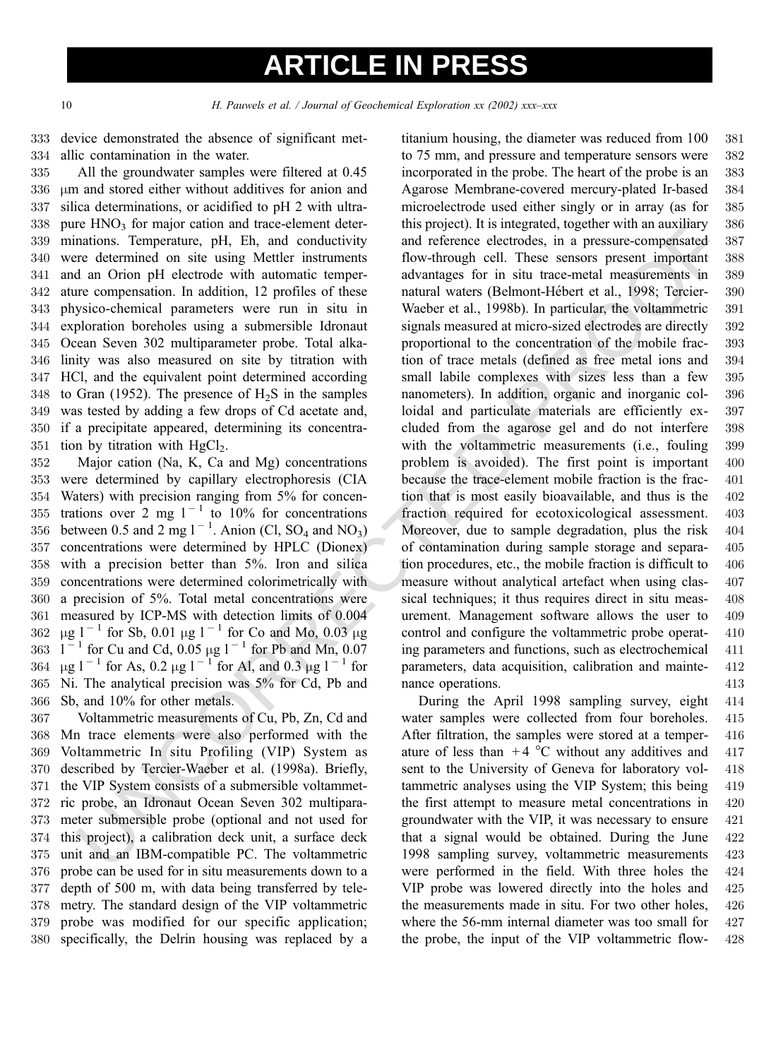device demonstrated the absence of significant metallic contamination in the water.

All the groundwater samples were filtered at 0.45 μm and stored either without additives for anion and silica determinations, or acidified to pH 2 with ultrapure $HNO_3$ for major cation and trace-element determinations. Temperature, pH, Eh, and conductivity were determined on site using Mettler instruments and an Orion pH electrode with automatic temperature compensation. In addition, 12 profiles of these physico-chemical parameters were run in situ in exploration boreholes using a submersible Idronaut Ocean Seven 302 multiparameter probe. Total alkalinity was also measured on site by titration with HCl, and the equivalent point determined according to Gran (1952). The presence of $H_2S$ in the samples was tested by adding a few drops of Cd acetate and, if a precipitate appeared, determining its concentration by titration with $HgCl_2$.

Major cation (Na, K, Ca and Mg) concentrations were determined by capillary electrophoresis (CIA Waters) with precision ranging from 5% for concentrations over 2 mg $l^{-1}$ to 10% for concentrations between 0.5 and 2 mg $l^{-1}$. Anion (Cl, $SO_4$ and $NO_3$) concentrations were determined by HPLC (Dionex) with a precision better than 5%. Iron and silica concentrations were determined colorimetrically with a precision of 5%. Total metal concentrations were measured by ICP-MS with detection limits of 0.004 μg $l^{-1}$ for Sb, 0.01 μg $l^{-1}$ for Co and Mo, 0.03 μg $l^{-1}$ for Cu and Cd, 0.05 μg $l^{-1}$ for Pb and Mn, 0.07 μg $l^{-1}$ for As, 0.2 μg $l^{-1}$ for Al, and 0.3 μg $l^{-1}$ for Ni. The analytical precision was 5% for Cd, Pb and Sb, and 10% for other metals.

Voltammetric measurements of Cu, Pb, Zn, Cd and Mn trace elements were also performed with the Voltammetric In situ Profiling (VIP) System as described by Tercier-Waeber et al. (1998a). Briefly, the VIP System consists of a submersible voltammetric probe, an Idronaut Ocean Seven 302 multiparameter submersible probe (optional and not used for this project), a calibration deck unit, a surface deck unit and an IBM-compatible PC. The voltammetric probe can be used for in situ measurements down to a depth of 500 m, with data being transferred by telemetry. The standard design of the VIP voltammetric probe was modified for our specific application; specifically, the Delrin housing was replaced by a titanium housing, the diameter was reduced from 100 to 75 mm, and pressure and temperature sensors were incorporated in the probe. The heart of the probe is an Agarose Membrane-covered mercury-plated Ir-based microelectrode used either singly or in array (as for this project). It is integrated, together with an auxiliary and reference electrodes, in a pressure-compensated flow-through cell. These sensors present important advantages for in situ trace-metal measurements in natural waters (Belmont-Hébert et al., 1998; Tercier-Waeber et al., 1998b). In particular, the voltammetric signals measured at micro-sized electrodes are directly proportional to the concentration of the mobile fraction of trace metals (defined as free metal ions and small labile complexes with sizes less than a few nanometers). In addition, organic and inorganic colloidal and particulate materials are efficiently excluded from the agarose gel and do not interfere with the voltammetric measurements (i.e., fouling problem is avoided). The first point is important because the trace-element mobile fraction is the fraction that is most easily bioavailable, and thus is the fraction required for ecotoxicological assessment. Moreover, due to sample degradation, plus the risk of contamination during sample storage and separation procedures, etc., the mobile fraction is difficult to measure without analytical artefact when using classical techniques; it thus requires direct in situ measurement. Management software allows the user to control and configure the voltammetric probe operating parameters and functions, such as electrochemical parameters, data acquisition, calibration and maintenance operations.

During the April 1998 sampling survey, eight water samples were collected from four boreholes. After filtration, the samples were stored at a temperature of less than +4 °C without any additives and sent to the University of Geneva for laboratory voltammetric analyses using the VIP System; this being the first attempt to measure metal concentrations in groundwater with the VIP, it was necessary to ensure that a signal would be obtained. During the June 1998 sampling survey, voltammetric measurements were performed in the field. With three holes the VIP probe was lowered directly into the holes and the measurements made in situ. For two other holes, where the 56-mm internal diameter was too small for the probe, the input of the VIP voltammetric flow-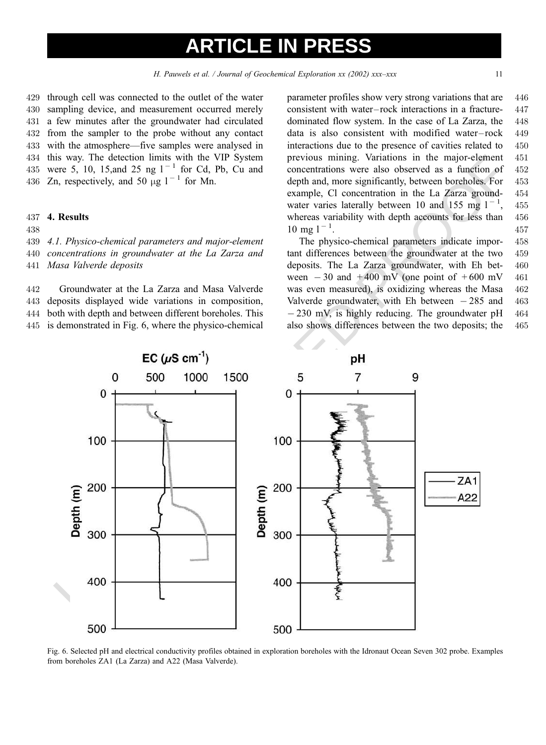through cell was connected to the outlet of the water sampling device, and measurement occurred merely a few minutes after the groundwater had circulated from the sampler to the probe without any contact with the atmosphere—five samples were analysed in this way. The detection limits with the VIP System were 5, 10, 15,and 25 ng $l^{-1}$ for Cd, Pb, Cu and Zn, respectively, and 50 μg $l^{-1}$ for Mn.

## 4. Results

### 4.1. Physico-chemical parameters and major-element concentrations in groundwater at the La Zarza and Masa Valverde deposits

Groundwater at the La Zarza and Masa Valverde deposits displayed wide variations in composition, both with depth and between different boreholes. This is demonstrated in Fig. 6, where the physico-chemical parameter profiles show very strong variations that are consistent with water–rock interactions in a fracture-dominated flow system. In the case of La Zarza, the data is also consistent with modified water–rock interactions due to the presence of cavities related to previous mining. Variations in the major-element concentrations were also observed as a function of depth and, more significantly, between boreholes. For example, Cl concentration in the La Zarza groundwater varies laterally between 10 and 155 mg $l^{-1}$, whereas variability with depth accounts for less than 10 mg $l^{-1}$.

The physico-chemical parameters indicate important differences between the groundwater at the two deposits. The La Zarza groundwater, with Eh between −30 and +400 mV (one point of +600 mV was even measured), is oxidizing whereas the Masa Valverde groundwater, with Eh between −285 and −230 mV, is highly reducing. The groundwater pH also shows differences between the two deposits; the

Fig. 6. Selected pH and electrical conductivity profiles obtained in exploration boreholes with the Idronaut Ocean Seven 302 probe. Examples from boreholes ZA1 (La Zarza) and A22 (Masa Valverde).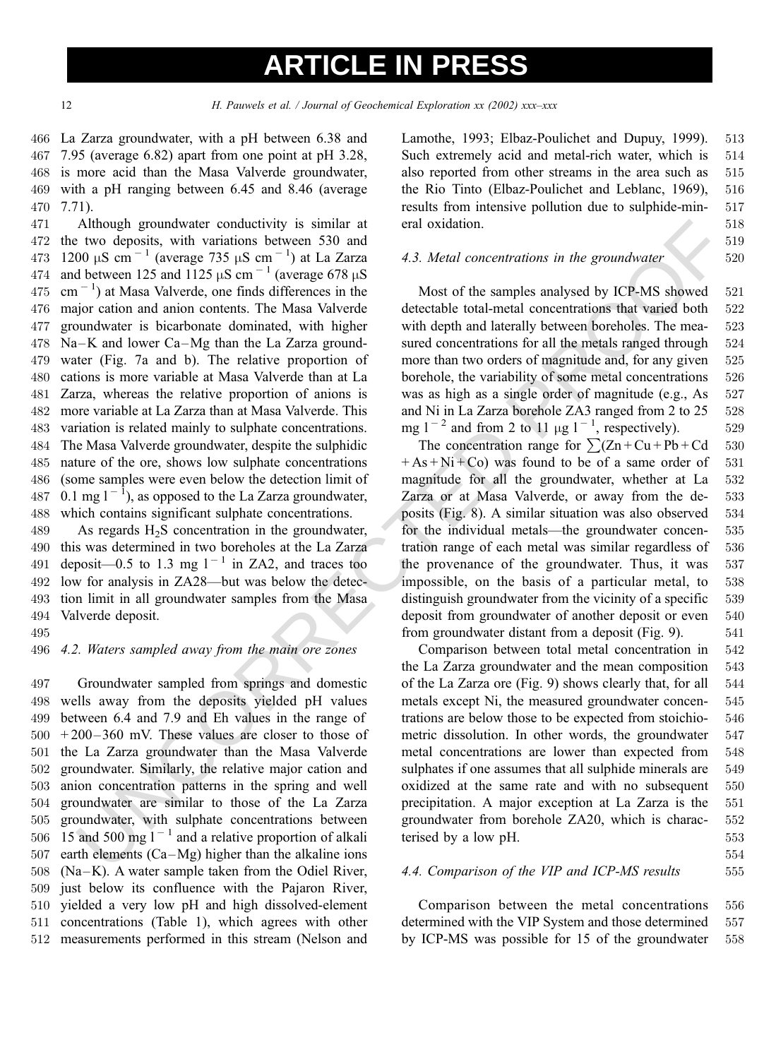La Zarza groundwater, with a pH between 6.38 and 7.95 (average 6.82) apart from one point at pH 3.28, is more acid than the Masa Valverde groundwater, with a pH ranging between 6.45 and 8.46 (average 7.71).

Although groundwater conductivity is similar at the two deposits, with variations between 530 and 1200 $\mu S\ cm^{-1}$ (average 735 $\mu S\ cm^{-1}$) at La Zarza and between 125 and 1125 $\mu S\ cm^{-1}$ (average 678 $\mu S\ cm^{-1}$) at Masa Valverde, one finds differences in the major cation and anion contents. The Masa Valverde groundwater is bicarbonate dominated, with higher Na–K and lower Ca–Mg than the La Zarza groundwater (Fig. 7a and b). The relative proportion of cations is more variable at Masa Valverde than at La Zarza, whereas the relative proportion of anions is more variable at La Zarza than at Masa Valverde. This variation is related mainly to sulphate concentrations. The Masa Valverde groundwater, despite the sulphidic nature of the ore, shows low sulphate concentrations (some samples were even below the detection limit of 0.1 $mg\ l^{-1}$), as opposed to the La Zarza groundwater, which contains significant sulphate concentrations.

As regards $H_2S$ concentration in the groundwater, this was determined in two boreholes at the La Zarza deposit—0.5 to 1.3 $mg\ l^{-1}$ in ZA2, and traces too low for analysis in ZA28—but was below the detection limit in all groundwater samples from the Masa Valverde deposit.

### 4.2. Waters sampled away from the main ore zones

Groundwater sampled from springs and domestic wells away from the deposits yielded pH values between 6.4 and 7.9 and Eh values in the range of +200–360 mV. These values are closer to those of the La Zarza groundwater than the Masa Valverde groundwater. Similarly, the relative major cation and anion concentration patterns in the spring and well groundwater are similar to those of the La Zarza groundwater, with sulphate concentrations between 15 and 500 $mg\ l^{-1}$ and a relative proportion of alkali earth elements (Ca–Mg) higher than the alkaline ions (Na–K). A water sample taken from the Odiel River, just below its confluence with the Pajaron River, yielded a very low pH and high dissolved-element concentrations (Table 1), which agrees with other measurements performed in this stream (Nelson and Lamothe, 1993; Elbaz-Poulichet and Dupuy, 1999). Such extremely acid and metal-rich water, which is also reported from other streams in the area such as the Rio Tinto (Elbaz-Poulichet and Leblanc, 1969), results from intensive pollution due to sulphide-mineral oxidation.

### 4.3. Metal concentrations in the groundwater

Most of the samples analysed by ICP-MS showed detectable total-metal concentrations that varied both with depth and laterally between boreholes. The measured concentrations for all the metals ranged through more than two orders of magnitude and, for any given borehole, the variability of some metal concentrations was as high as a single order of magnitude (e.g., As and Ni in La Zarza borehole ZA3 ranged from 2 to 25 $mg\ l^{-2}$ and from 2 to 11 $\mu g\ l^{-1}$, respectively).

The concentration range for $\sum(Zn+Cu+Pb+Cd+As+Ni+Co)$ was found to be of a same order of magnitude for all the groundwater, whether at La Zarza or at Masa Valverde, or away from the deposits (Fig. 8). A similar situation was also observed for the individual metals—the groundwater concentration range of each metal was similar regardless of the provenance of the groundwater. Thus, it was impossible, on the basis of a particular metal, to distinguish groundwater from the vicinity of a specific deposit from groundwater of another deposit or even from groundwater distant from a deposit (Fig. 9).

Comparison between total metal concentration in the La Zarza groundwater and the mean composition of the La Zarza ore (Fig. 9) shows clearly that, for all metals except Ni, the measured groundwater concentrations are below those to be expected from stoichiometric dissolution. In other words, the groundwater metal concentrations are lower than expected from sulphates if one assumes that all sulphide minerals are oxidized at the same rate and with no subsequent precipitation. A major exception at La Zarza is the groundwater from borehole ZA20, which is characterised by a low pH.

### 4.4. Comparison of the VIP and ICP-MS results

Comparison between the metal concentrations determined with the VIP System and those determined by ICP-MS was possible for 15 of the groundwater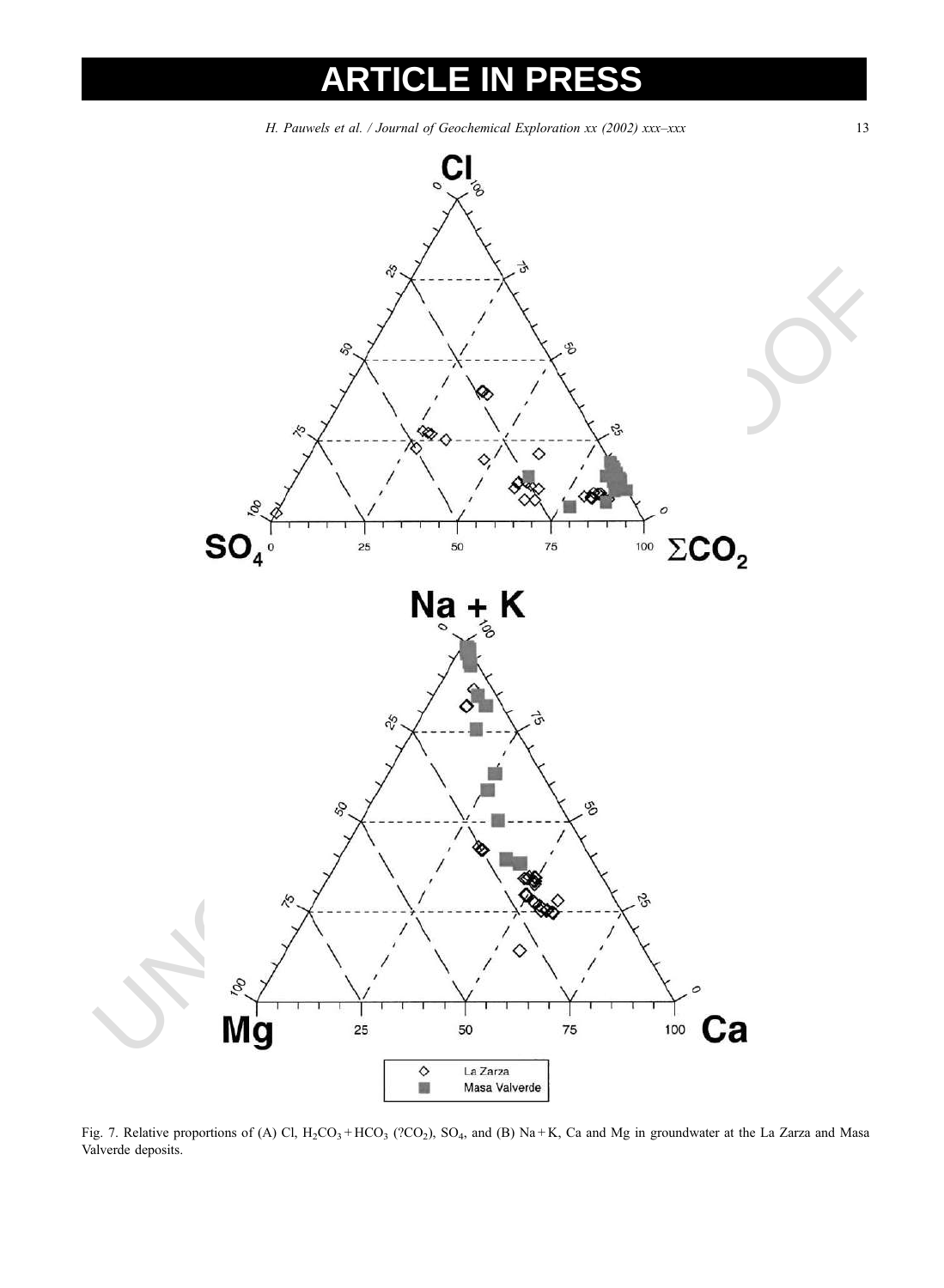Fig. 7. Relative proportions of (A) Cl, $H_2CO_3 + HCO_3$ (?$CO_2$), $SO_4$, and (B) Na + K, Ca and Mg in groundwater at the La Zarza and Masa Valverde deposits.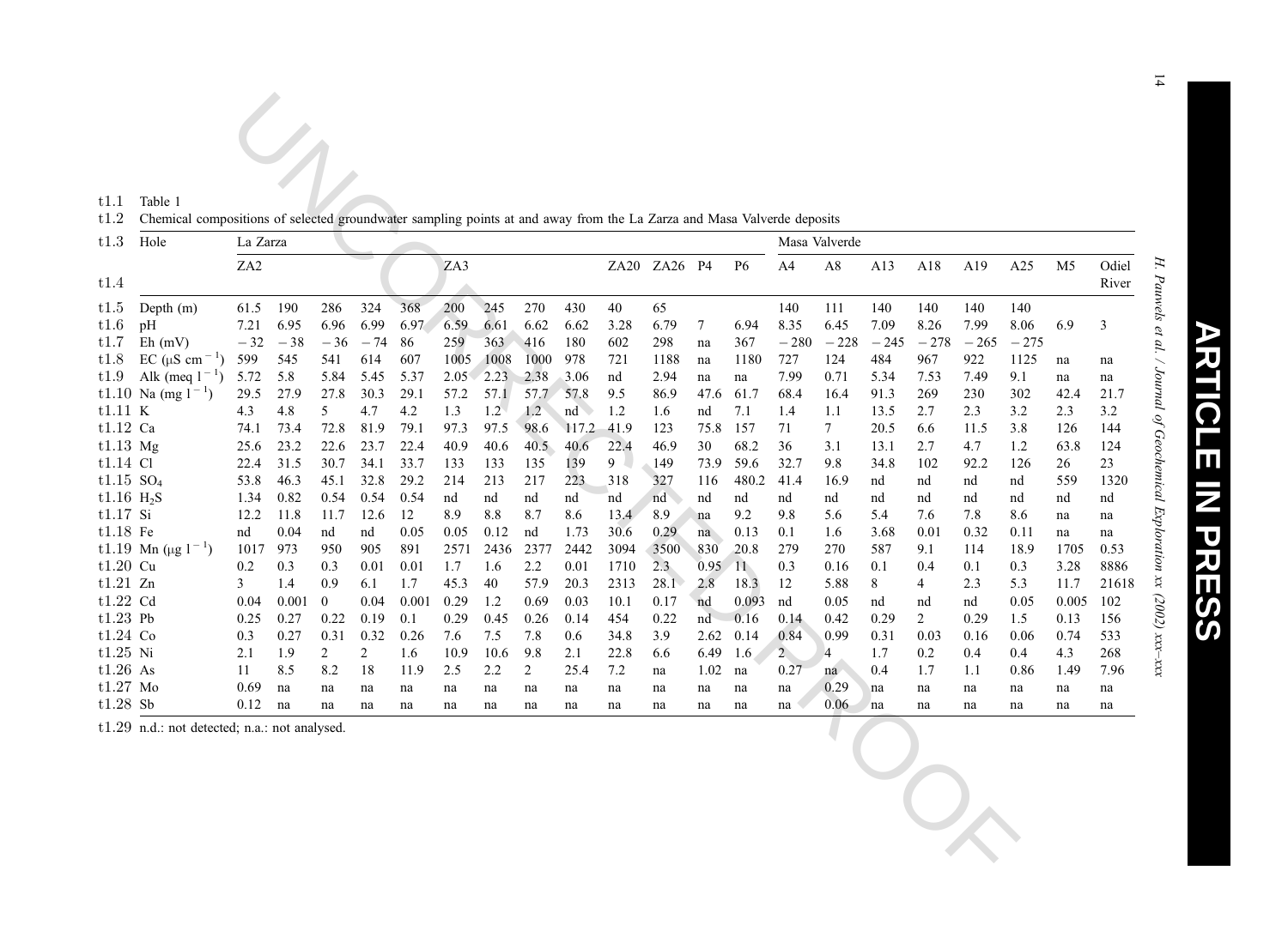Table 1

Chemical compositions of selected groundwater sampling points at and away from the La Zarza and Masa Valverde deposits

| Hole | La Zarza | | | | | | | | | | | | | Masa Valverde | | | | | | | |
|---|---|---|---|---|---|---|---|---|---|---|---|---|---|---|---|---|---|---|---|---|---|
| | ZA2 | | | | | ZA3 | | | | ZA20 | ZA26 | P4 | P6 | A4 | A8 | A13 | A18 | A19 | A25 | M5 | Odiel River |
| Depth (m) | 61.5 | 190 | 286 | 324 | 368 | 200 | 245 | 270 | 430 | 40 | 65 | | | 140 | 111 | 140 | 140 | 140 | 140 | | |
| pH | 7.21 | 6.95 | 6.96 | 6.99 | 6.97 | 6.59 | 6.61 | 6.62 | 6.62 | 3.28 | 6.79 | 7 | 6.94 | 8.35 | 6.45 | 7.09 | 8.26 | 7.99 | 8.06 | 6.9 | 3 |
| Eh (mV) | −32 | −38 | −36 | −74 | 86 | 259 | 363 | 416 | 180 | 602 | 298 | na | 367 | −280 | −228 | −245 | −278 | −265 | −275 | | |
| EC (μS $cm^{-1}$) | 599 | 545 | 541 | 614 | 607 | 1005 | 1008 | 1000 | 978 | 721 | 1188 | na | 1180 | 727 | 124 | 484 | 967 | 922 | 1125 | na | na |
| Alk (meq $l^{-1}$) | 5.72 | 5.8 | 5.84 | 5.45 | 5.37 | 2.05 | 2.23 | 2.38 | 3.06 | nd | 2.94 | na | na | 7.99 | 0.71 | 5.34 | 7.53 | 7.49 | 9.1 | na | na |
| Na (mg $l^{-1}$) | 29.5 | 27.9 | 27.8 | 30.3 | 29.1 | 57.2 | 57.1 | 57.7 | 57.8 | 9.5 | 86.9 | 47.6 | 61.7 | 68.4 | 16.4 | 91.3 | 269 | 230 | 302 | 42.4 | 21.7 |
| K | 4.3 | 4.8 | 5 | 4.7 | 4.2 | 1.3 | 1.2 | 1.2 | nd | 1.2 | 1.6 | nd | 7.1 | 1.4 | 1.1 | 13.5 | 2.7 | 2.3 | 3.2 | 2.3 | 3.2 |
| Ca | 74.1 | 73.4 | 72.8 | 81.9 | 79.1 | 97.3 | 97.5 | 98.6 | 117.2 | 41.9 | 123 | 75.8 | 157 | 71 | 7 | 20.5 | 6.6 | 11.5 | 3.8 | 126 | 144 |
| Mg | 25.6 | 23.2 | 22.6 | 23.7 | 22.4 | 40.9 | 40.6 | 40.5 | 40.6 | 22.4 | 46.9 | 30 | 68.2 | 36 | 3.1 | 13.1 | 2.7 | 4.7 | 1.2 | 63.8 | 124 |
| Cl | 22.4 | 31.5 | 30.7 | 34.1 | 33.7 | 133 | 133 | 135 | 139 | 9 | 149 | 73.9 | 59.6 | 32.7 | 9.8 | 34.8 | 102 | 92.2 | 126 | 26 | 23 |
| $SO_4$ | 53.8 | 46.3 | 45.1 | 32.8 | 29.2 | 214 | 213 | 217 | 223 | 318 | 327 | 116 | 480.2 | 41.4 | 16.9 | nd | nd | nd | nd | 559 | 1320 |
| $H_2S$ | 1.34 | 0.82 | 0.54 | 0.54 | 0.54 | nd | nd | nd | nd | nd | nd | nd | nd | nd | nd | nd | nd | nd | nd | nd | nd |
| Si | 12.2 | 11.8 | 11.7 | 12.6 | 12 | 8.9 | 8.8 | 8.7 | 8.6 | 13.4 | 8.9 | na | 9.2 | 9.8 | 5.6 | 5.4 | 7.6 | 7.8 | 8.6 | na | na |
| Fe | nd | 0.04 | nd | nd | 0.05 | 0.05 | 0.12 | nd | 1.73 | 30.6 | 0.29 | na | 0.13 | 0.1 | 1.6 | 3.68 | 0.01 | 0.32 | 0.11 | na | na |
| Mn (μg $l^{-1}$) | 1017 | 973 | 950 | 905 | 891 | 2571 | 2436 | 2377 | 2442 | 3094 | 3500 | 830 | 20.8 | 279 | 270 | 587 | 9.1 | 114 | 18.9 | 1705 | 0.53 |
| Cu | 0.2 | 0.3 | 0.3 | 0.01 | 0.01 | 1.7 | 1.6 | 2.2 | 0.01 | 1710 | 2.3 | 0.95 | 11 | 0.3 | 0.16 | 0.1 | 0.4 | 0.1 | 0.3 | 3.28 | 8886 |
| Zn | 3 | 1.4 | 0.9 | 6.1 | 1.7 | 45.3 | 40 | 57.9 | 20.3 | 2313 | 28.1 | 2.8 | 18.3 | 12 | 5.88 | 8 | 4 | 2.3 | 5.3 | 11.7 | 21618 |
| Cd | 0.04 | 0.001 | 0 | 0.04 | 0.001 | 0.29 | 1.2 | 0.69 | 0.03 | 10.1 | 0.17 | nd | 0.093 | nd | 0.05 | nd | nd | nd | 0.05 | 0.005 | 102 |
| Pb | 0.25 | 0.27 | 0.22 | 0.19 | 0.1 | 0.29 | 0.45 | 0.26 | 0.14 | 454 | 0.22 | nd | 0.16 | 0.14 | 0.42 | 0.29 | 2 | 0.29 | 1.5 | 0.13 | 156 |
| Co | 0.3 | 0.27 | 0.31 | 0.32 | 0.26 | 7.6 | 7.5 | 7.8 | 0.6 | 34.8 | 3.9 | 2.62 | 0.14 | 0.84 | 0.99 | 0.31 | 0.03 | 0.16 | 0.06 | 0.74 | 533 |
| Ni | 2.1 | 1.9 | 2 | 2 | 1.6 | 10.9 | 10.6 | 9.8 | 2.1 | 22.8 | 6.6 | 6.49 | 1.6 | 2 | 4 | 1.7 | 0.2 | 0.4 | 0.4 | 4.3 | 268 |
| As | 11 | 8.5 | 8.2 | 18 | 11.9 | 2.5 | 2.2 | 2 | 25.4 | 7.2 | na | 1.02 | na | 0.27 | na | 0.4 | 1.7 | 1.1 | 0.86 | 1.49 | 7.96 |
| Mo | 0.69 | na | na | na | na | na | na | na | na | na | na | na | na | na | 0.29 | na | na | na | na | na | na |
| Sb | 0.12 | na | na | na | na | na | na | na | na | na | na | na | na | na | 0.06 | na | na | na | na | na | na |

n.d.: not detected; n.a.: not analysed.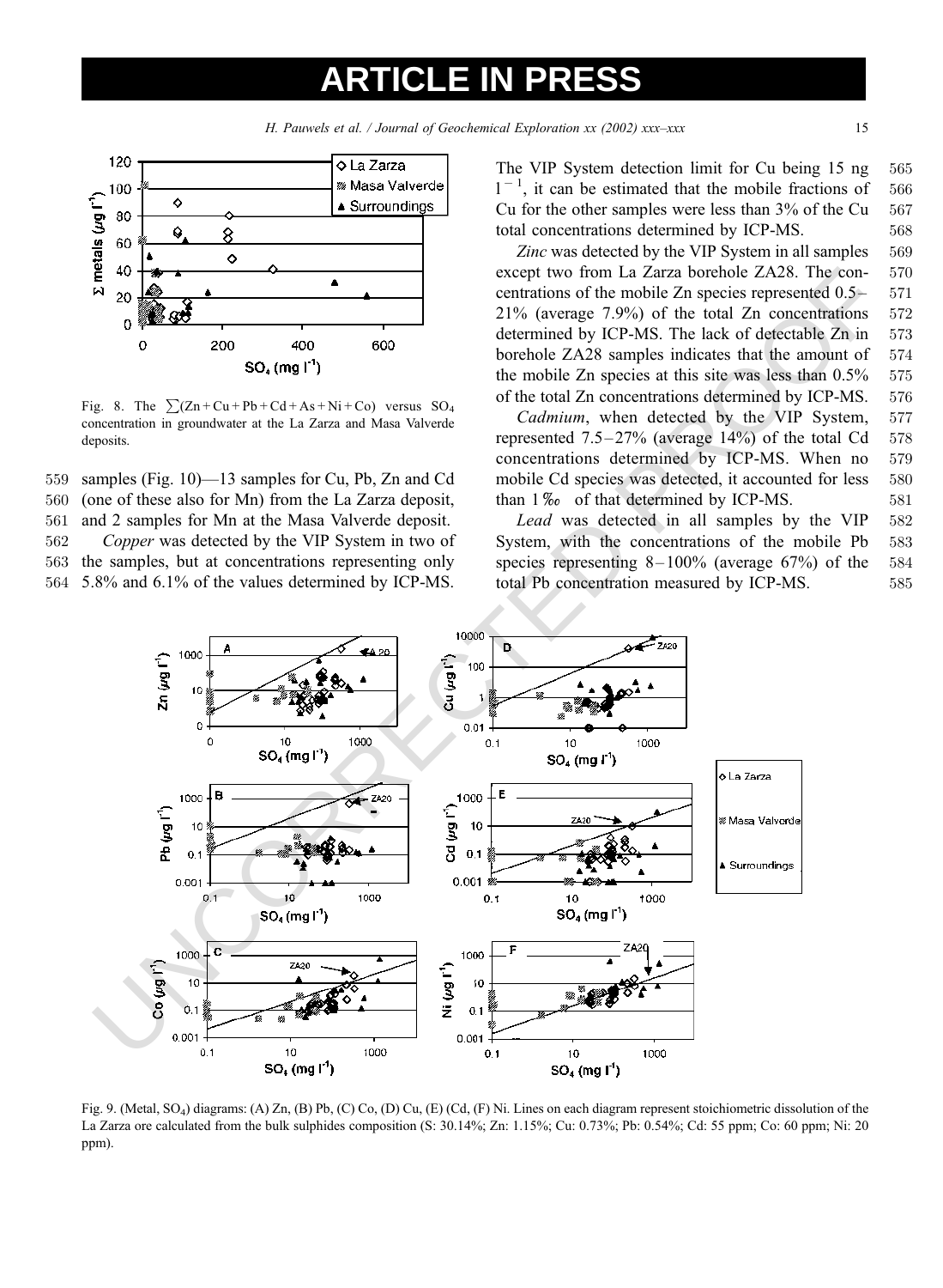Fig. 8. The $\sum$(Zn + Cu + Pb + Cd + As + Ni + Co) versus $SO_4$ concentration in groundwater at the La Zarza and Masa Valverde deposits.

samples (Fig. 10)—13 samples for Cu, Pb, Zn and Cd (one of these also for Mn) from the La Zarza deposit, and 2 samples for Mn at the Masa Valverde deposit.

*Copper* was detected by the VIP System in two of the samples, but at concentrations representing only 5.8% and 6.1% of the values determined by ICP-MS. The VIP System detection limit for Cu being 15 ng $l^{-1}$, it can be estimated that the mobile fractions of Cu for the other samples were less than 3% of the Cu total concentrations determined by ICP-MS.

*Zinc* was detected by the VIP System in all samples except two from La Zarza borehole ZA28. The concentrations of the mobile Zn species represented 0.5–21% (average 7.9%) of the total Zn concentrations determined by ICP-MS. The lack of detectable Zn in borehole ZA28 samples indicates that the amount of the mobile Zn species at this site was less than 0.5% of the total Zn concentrations determined by ICP-MS.

*Cadmium*, when detected by the VIP System, represented 7.5–27% (average 14%) of the total Cd concentrations determined by ICP-MS. When no mobile Cd species was detected, it accounted for less than 1‰ of that determined by ICP-MS.

*Lead* was detected in all samples by the VIP System, with the concentrations of the mobile Pb species representing 8–100% (average 67%) of the total Pb concentration measured by ICP-MS.

Fig. 9. (Metal, $SO_4$) diagrams: (A) Zn, (B) Pb, (C) Co, (D) Cu, (E) (Cd, (F) Ni. Lines on each diagram represent stoichiometric dissolution of the La Zarza ore calculated from the bulk sulphides composition (S: 30.14%; Zn: 1.15%; Cu: 0.73%; Pb: 0.54%; Cd: 55 ppm; Co: 60 ppm; Ni: 20 ppm).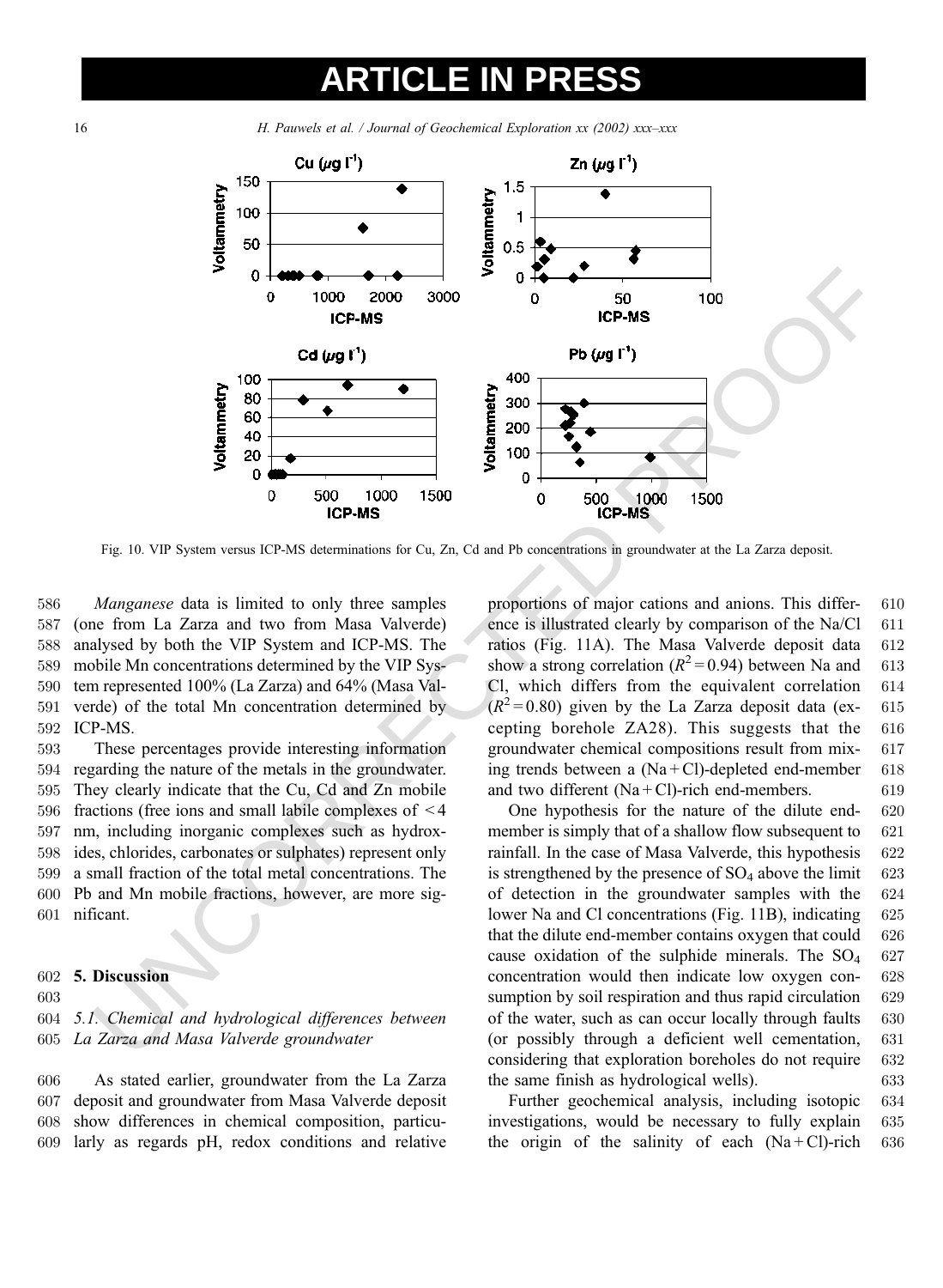Fig. 10. VIP System versus ICP-MS determinations for Cu, Zn, Cd and Pb concentrations in groundwater at the La Zarza deposit.

*Manganese* data is limited to only three samples (one from La Zarza and two from Masa Valverde) analysed by both the VIP System and ICP-MS. The mobile Mn concentrations determined by the VIP System represented 100% (La Zarza) and 64% (Masa Valverde) of the total Mn concentration determined by ICP-MS.

These percentages provide interesting information regarding the nature of the metals in the groundwater. They clearly indicate that the Cu, Cd and Zn mobile fractions (free ions and small labile complexes of < 4 nm, including inorganic complexes such as hydroxides, chlorides, carbonates or sulphates) represent only a small fraction of the total metal concentrations. The Pb and Mn mobile fractions, however, are more significant.

## 5. Discussion

### 5.1. Chemical and hydrological differences between La Zarza and Masa Valverde groundwater

As stated earlier, groundwater from the La Zarza deposit and groundwater from Masa Valverde deposit show differences in chemical composition, particularly as regards pH, redox conditions and relative proportions of major cations and anions. This difference is illustrated clearly by comparison of the Na/Cl ratios (Fig. 11A). The Masa Valverde deposit data show a strong correlation ($R^2 = 0.94$) between Na and Cl, which differs from the equivalent correlation ($R^2 = 0.80$) given by the La Zarza deposit data (excepting borehole ZA28). This suggests that the groundwater chemical compositions result from mixing trends between a (Na + Cl)-depleted end-member and two different (Na + Cl)-rich end-members.

One hypothesis for the nature of the dilute end-member is simply that of a shallow flow subsequent to rainfall. In the case of Masa Valverde, this hypothesis is strengthened by the presence of $SO_4$ above the limit of detection in the groundwater samples with the lower Na and Cl concentrations (Fig. 11B), indicating that the dilute end-member contains oxygen that could cause oxidation of the sulphide minerals. The $SO_4$ concentration would then indicate low oxygen consumption by soil respiration and thus rapid circulation of the water, such as can occur locally through faults (or possibly through a deficient well cementation, considering that exploration boreholes do not require the same finish as hydrological wells).

Further geochemical analysis, including isotopic investigations, would be necessary to fully explain the origin of the salinity of each (Na + Cl)-rich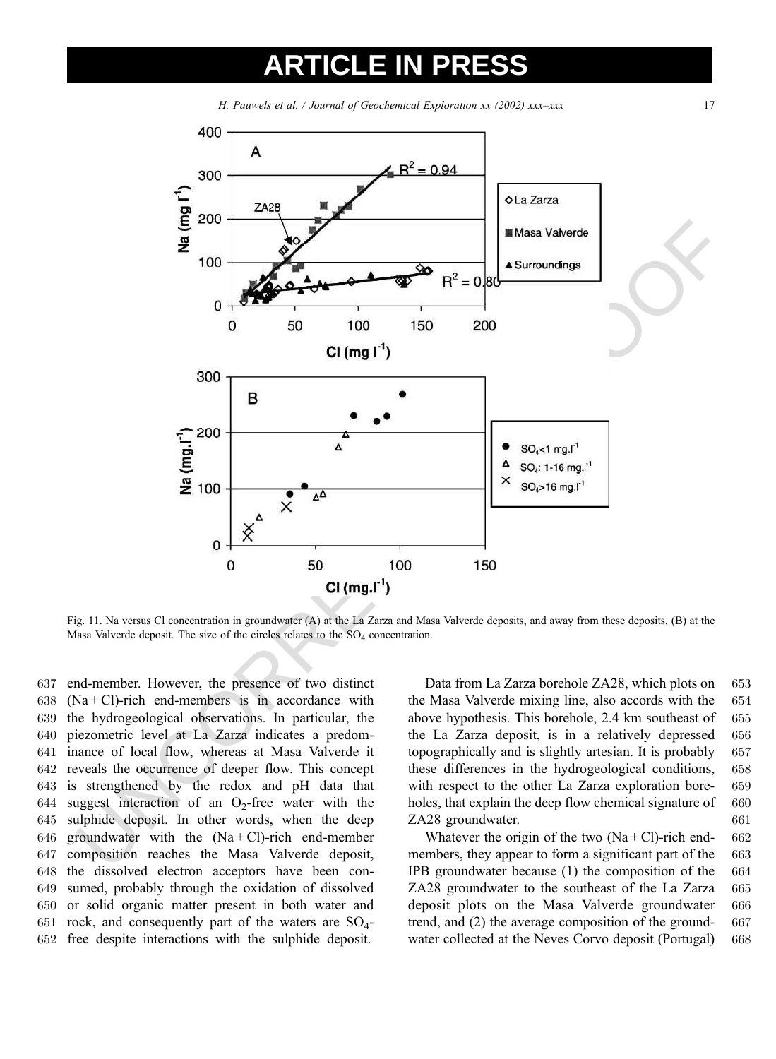Fig. 11. Na versus Cl concentration in groundwater (A) at the La Zarza and Masa Valverde deposits, and away from these deposits, (B) at the Masa Valverde deposit. The size of the circles relates to the $SO_4$ concentration.

end-member. However, the presence of two distinct (Na + Cl)-rich end-members is in accordance with the hydrogeological observations. In particular, the piezometric level at La Zarza indicates a predominance of local flow, whereas at Masa Valverde it reveals the occurrence of deeper flow. This concept is strengthened by the redox and pH data that suggest interaction of an $O_2$-free water with the sulphide deposit. In other words, when the deep groundwater with the (Na + Cl)-rich end-member composition reaches the Masa Valverde deposit, the dissolved electron acceptors have been consumed, probably through the oxidation of dissolved or solid organic matter present in both water and rock, and consequently part of the waters are $SO_4$-free despite interactions with the sulphide deposit.

Data from La Zarza borehole ZA28, which plots on the Masa Valverde mixing line, also accords with the above hypothesis. This borehole, 2.4 km southeast of the La Zarza deposit, is in a relatively depressed topographically and is slightly artesian. It is probably these differences in the hydrogeological conditions, with respect to the other La Zarza exploration boreholes, that explain the deep flow chemical signature of ZA28 groundwater.

Whatever the origin of the two (Na + Cl)-rich end-members, they appear to form a significant part of the IPB groundwater because (1) the composition of the ZA28 groundwater to the southeast of the La Zarza deposit plots on the Masa Valverde groundwater trend, and (2) the average composition of the groundwater collected at the Neves Corvo deposit (Portugal)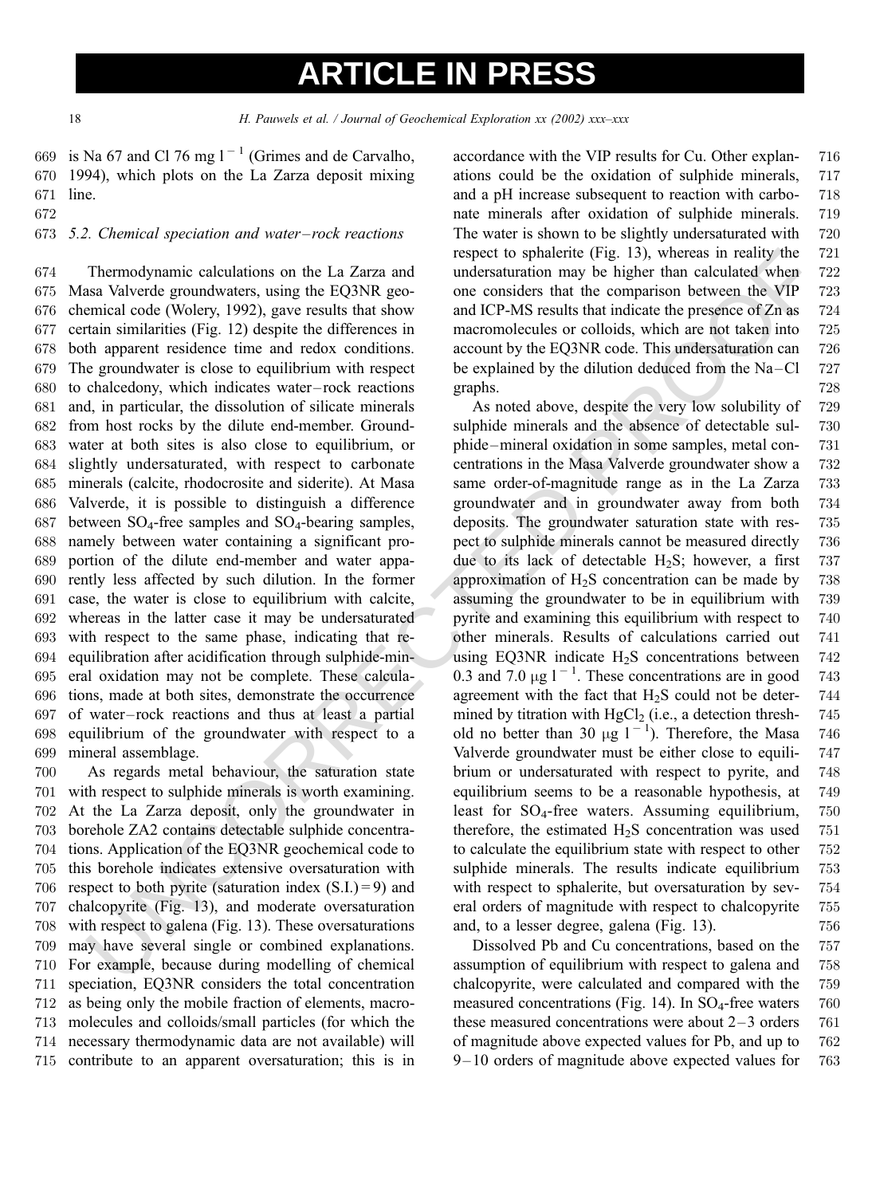is Na 67 and Cl 76 mg $l^{-1}$ (Grimes and de Carvalho, 1994), which plots on the La Zarza deposit mixing line.

### 5.2. Chemical speciation and water–rock reactions

Thermodynamic calculations on the La Zarza and Masa Valverde groundwaters, using the EQ3NR geochemical code (Wolery, 1992), gave results that show certain similarities (Fig. 12) despite the differences in both apparent residence time and redox conditions. The groundwater is close to equilibrium with respect to chalcedony, which indicates water–rock reactions and, in particular, the dissolution of silicate minerals from host rocks by the dilute end-member. Groundwater at both sites is also close to equilibrium, or slightly undersaturated, with respect to carbonate minerals (calcite, rhodocrosite and siderite). At Masa Valverde, it is possible to distinguish a difference between $SO_4$-free samples and $SO_4$-bearing samples, namely between water containing a significant proportion of the dilute end-member and water apparently less affected by such dilution. In the former case, the water is close to equilibrium with calcite, whereas in the latter case it may be undersaturated with respect to the same phase, indicating that re-equilibration after acidification through sulphide-mineral oxidation may not be complete. These calculations, made at both sites, demonstrate the occurrence of water–rock reactions and thus at least a partial equilibrium of the groundwater with respect to a mineral assemblage.

As regards metal behaviour, the saturation state with respect to sulphide minerals is worth examining. At the La Zarza deposit, only the groundwater in borehole ZA2 contains detectable sulphide concentrations. Application of the EQ3NR geochemical code to this borehole indicates extensive oversaturation with respect to both pyrite (saturation index (S.I.) = 9) and chalcopyrite (Fig. 13), and moderate oversaturation with respect to galena (Fig. 13). These oversaturations may have several single or combined explanations. For example, because during modelling of chemical speciation, EQ3NR considers the total concentration as being only the mobile fraction of elements, macromolecules and colloids/small particles (for which the necessary thermodynamic data are not available) will contribute to an apparent oversaturation; this is in accordance with the VIP results for Cu. Other explanations could be the oxidation of sulphide minerals, and a pH increase subsequent to reaction with carbonate minerals after oxidation of sulphide minerals. The water is shown to be slightly undersaturated with respect to sphalerite (Fig. 13), whereas in reality the undersaturation may be higher than calculated when one considers that the comparison between the VIP and ICP-MS results that indicate the presence of Zn as macromolecules or colloids, which are not taken into account by the EQ3NR code. This undersaturation can be explained by the dilution deduced from the Na–Cl graphs.

As noted above, despite the very low solubility of sulphide minerals and the absence of detectable sulphide–mineral oxidation in some samples, metal concentrations in the Masa Valverde groundwater show a same order-of-magnitude range as in the La Zarza groundwater and in groundwater away from both deposits. The groundwater saturation state with respect to sulphide minerals cannot be measured directly due to its lack of detectable $H_2S$; however, a first approximation of $H_2S$ concentration can be made by assuming the groundwater to be in equilibrium with pyrite and examining this equilibrium with respect to other minerals. Results of calculations carried out using EQ3NR indicate $H_2S$ concentrations between 0.3 and 7.0 μg $l^{-1}$. These concentrations are in good agreement with the fact that $H_2S$ could not be determined by titration with $HgCl_2$ (i.e., a detection threshold no better than 30 μg $l^{-1}$). Therefore, the Masa Valverde groundwater must be either close to equilibrium or undersaturated with respect to pyrite, and equilibrium seems to be a reasonable hypothesis, at least for $SO_4$-free waters. Assuming equilibrium, therefore, the estimated $H_2S$ concentration was used to calculate the equilibrium state with respect to other sulphide minerals. The results indicate equilibrium with respect to sphalerite, but oversaturation by several orders of magnitude with respect to chalcopyrite and, to a lesser degree, galena (Fig. 13).

Dissolved Pb and Cu concentrations, based on the assumption of equilibrium with respect to galena and chalcopyrite, were calculated and compared with the measured concentrations (Fig. 14). In $SO_4$-free waters these measured concentrations were about 2–3 orders of magnitude above expected values for Pb, and up to 9–10 orders of magnitude above expected values for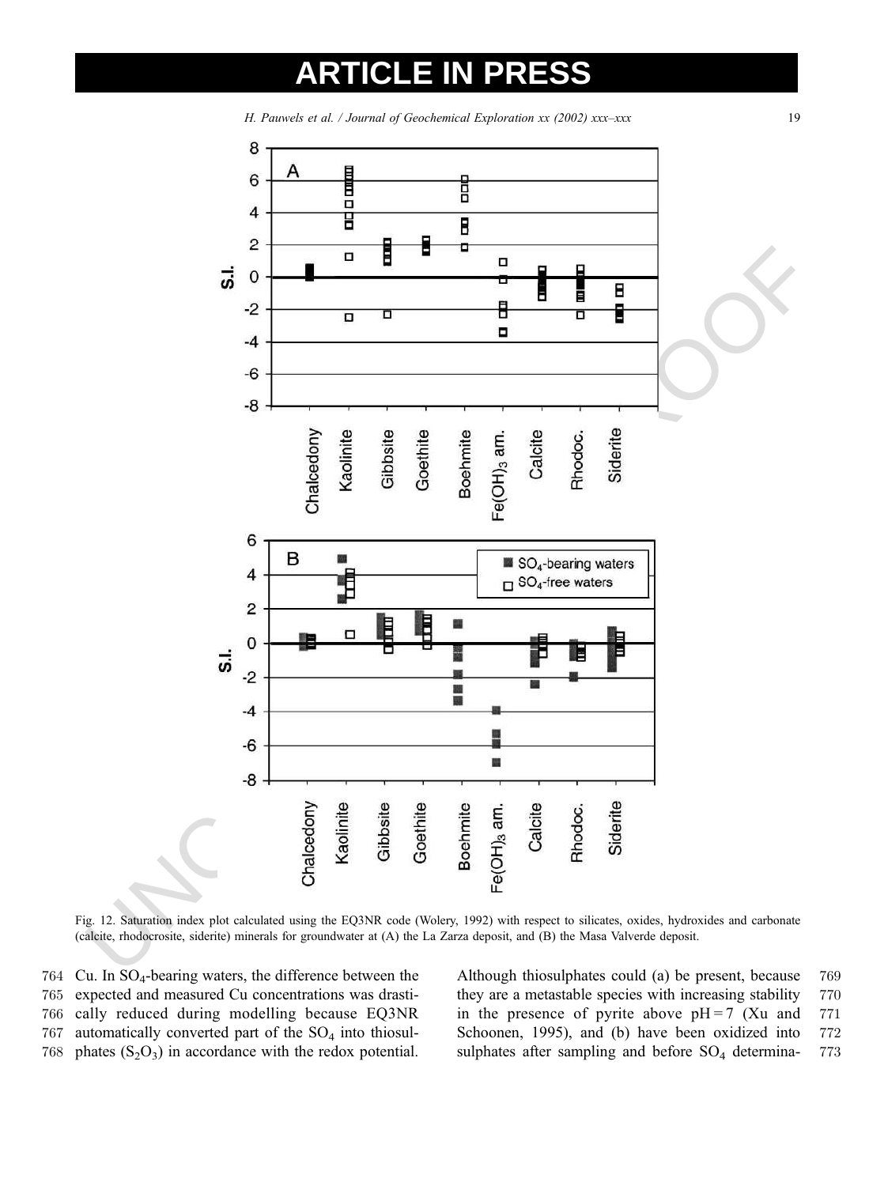Fig. 12. Saturation index plot calculated using the EQ3NR code (Wolery, 1992) with respect to silicates, oxides, hydroxides and carbonate (calcite, rhodocrosite, siderite) minerals for groundwater at (A) the La Zarza deposit, and (B) the Masa Valverde deposit.

Cu. In $SO_4$-bearing waters, the difference between the expected and measured Cu concentrations was drastically reduced during modelling because EQ3NR automatically converted part of the $SO_4$ into thiosulphates ($S_2O_3$) in accordance with the redox potential. Although thiosulphates could (a) be present, because they are a metastable species with increasing stability in the presence of pyrite above pH = 7 (Xu and Schoonen, 1995), and (b) have been oxidized into sulphates after sampling and before $SO_4$ determina-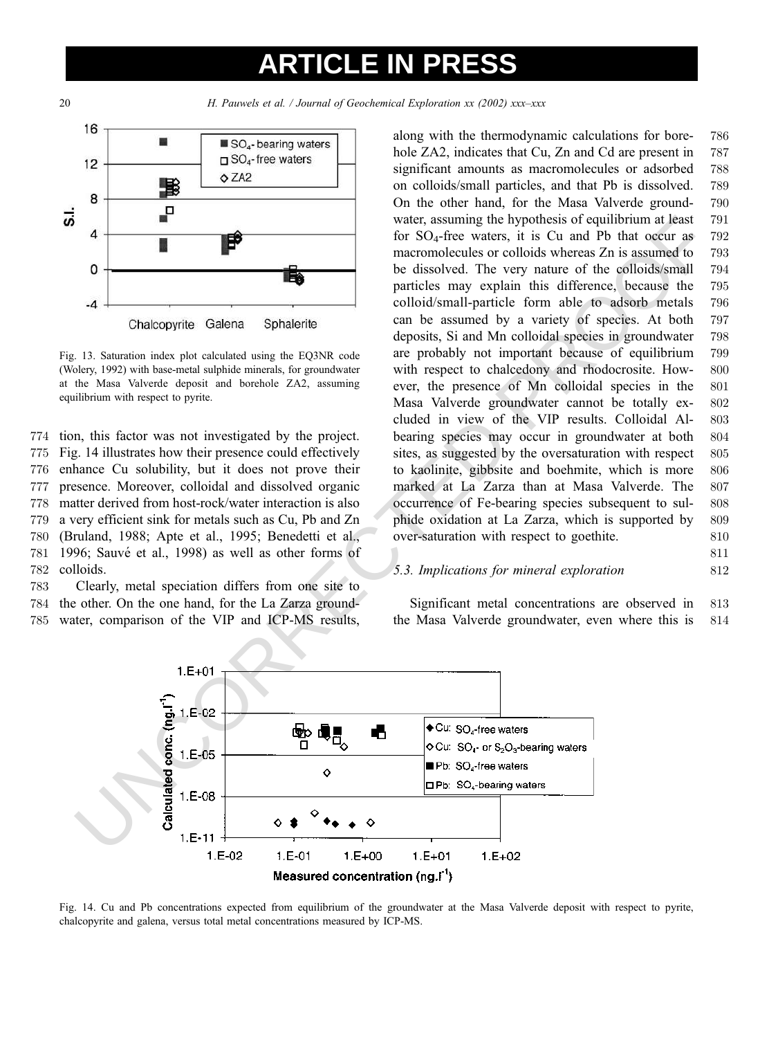Fig. 13. Saturation index plot calculated using the EQ3NR code (Wolery, 1992) with base-metal sulphide minerals, for groundwater at the Masa Valverde deposit and borehole ZA2, assuming equilibrium with respect to pyrite.

tion, this factor was not investigated by the project. Fig. 14 illustrates how their presence could effectively enhance Cu solubility, but it does not prove their presence. Moreover, colloidal and dissolved organic matter derived from host-rock/water interaction is also a very efficient sink for metals such as Cu, Pb and Zn (Bruland, 1988; Apte et al., 1995; Benedetti et al., 1996; Sauvé et al., 1998) as well as other forms of colloids.

Clearly, metal speciation differs from one site to the other. On the one hand, for the La Zarza groundwater, comparison of the VIP and ICP-MS results, along with the thermodynamic calculations for borehole ZA2, indicates that Cu, Zn and Cd are present in significant amounts as macromolecules or adsorbed on colloids/small particles, and that Pb is dissolved. On the other hand, for the Masa Valverde groundwater, assuming the hypothesis of equilibrium at least for $SO_4$-free waters, it is Cu and Pb that occur as macromolecules or colloids whereas Zn is assumed to be dissolved. The very nature of the colloids/small particles may explain this difference, because the colloid/small-particle form able to adsorb metals can be assumed by a variety of species. At both deposits, Si and Mn colloidal species in groundwater are probably not important because of equilibrium with respect to chalcedony and rhodocrosite. However, the presence of Mn colloidal species in the Masa Valverde groundwater cannot be totally excluded in view of the VIP results. Colloidal Al-bearing species may occur in groundwater at both sites, as suggested by the oversaturation with respect to kaolinite, gibbsite and boehmite, which is more marked at La Zarza than at Masa Valverde. The occurrence of Fe-bearing species subsequent to sulphide oxidation at La Zarza, which is supported by over-saturation with respect to goethite.

### 5.3. Implications for mineral exploration

Significant metal concentrations are observed in the Masa Valverde groundwater, even where this is

Fig. 14. Cu and Pb concentrations expected from equilibrium of the groundwater at the Masa Valverde deposit with respect to pyrite, chalcopyrite and galena, versus total metal concentrations measured by ICP-MS.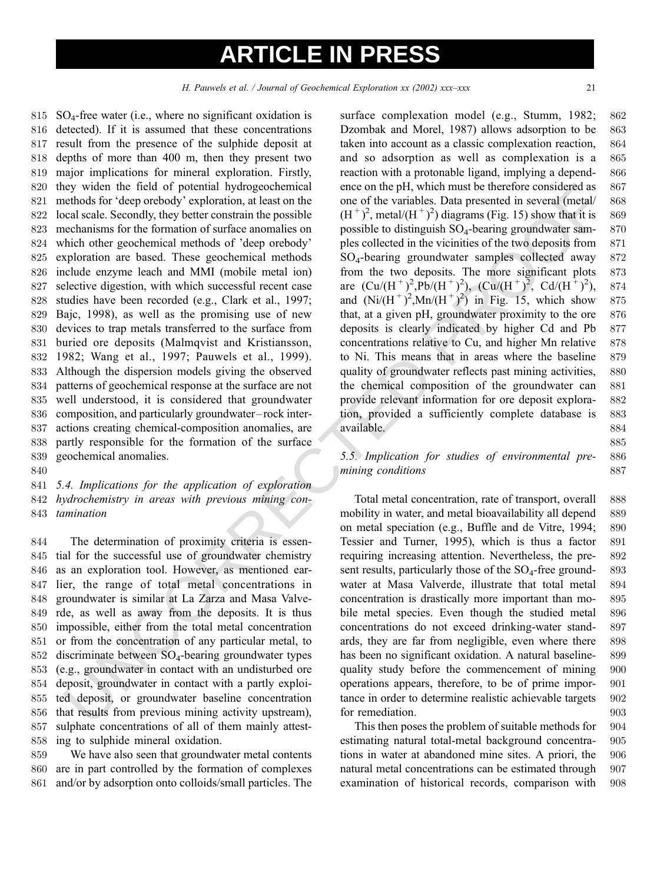$SO_4$-free water (i.e., where no significant oxidation is detected). If it is assumed that these concentrations result from the presence of the sulphide deposit at depths of more than 400 m, then they present two major implications for mineral exploration. Firstly, they widen the field of potential hydrogeochemical methods for 'deep orebody' exploration, at least on the local scale. Secondly, they better constrain the possible mechanisms for the formation of surface anomalies on which other geochemical methods of 'deep orebody' exploration are based. These geochemical methods include enzyme leach and MMI (mobile metal ion) selective digestion, with which successful recent case studies have been recorded (e.g., Clark et al., 1997; Bajc, 1998), as well as the promising use of new devices to trap metals transferred to the surface from buried ore deposits (Malmqvist and Kristiansson, 1982; Wang et al., 1997; Pauwels et al., 1999). Although the dispersion models giving the observed patterns of geochemical response at the surface are not well understood, it is considered that groundwater composition, and particularly groundwater–rock interactions creating chemical-composition anomalies, are partly responsible for the formation of the surface geochemical anomalies.

### 5.4. Implications for the application of exploration hydrochemistry in areas with previous mining contamination

The determination of proximity criteria is essential for the successful use of groundwater chemistry as an exploration tool. However, as mentioned earlier, the range of total metal concentrations in groundwater is similar at La Zarza and Masa Valverde, as well as away from the deposits. It is thus impossible, either from the total metal concentration or from the concentration of any particular metal, to discriminate between $SO_4$-bearing groundwater types (e.g., groundwater in contact with an undisturbed ore deposit, groundwater in contact with a partly exploited deposit, or groundwater baseline concentration that results from previous mining activity upstream), sulphate concentrations of all of them mainly attesting to sulphide mineral oxidation.

We have also seen that groundwater metal contents are in part controlled by the formation of complexes and/or by adsorption onto colloids/small particles. The surface complexation model (e.g., Stumm, 1982; Dzombak and Morel, 1987) allows adsorption to be taken into account as a classic complexation reaction, and so adsorption as well as complexation is a reaction with a protonable ligand, implying a dependence on the pH, which must be therefore considered as one of the variables. Data presented in several (metal/$(H^+)^2$, metal/$(H^+)^2$) diagrams (Fig. 15) show that it is possible to distinguish $SO_4$-bearing groundwater samples collected in the vicinities of the two deposits from $SO_4$-bearing groundwater samples collected away from the two deposits. The more significant plots are ($Cu/(H^+)^2$,$Pb/(H^+)^2$), ($Cu/(H^+)^2$, $Cd/(H^+)^2$), and ($Ni/(H^+)^2$,$Mn/(H^+)^2$) in Fig. 15, which show that, at a given pH, groundwater proximity to the ore deposits is clearly indicated by higher Cd and Pb concentrations relative to Cu, and higher Mn relative to Ni. This means that in areas where the baseline quality of groundwater reflects past mining activities, the chemical composition of the groundwater can provide relevant information for ore deposit exploration, provided a sufficiently complete database is available.

### 5.5. Implication for studies of environmental pre-mining conditions

Total metal concentration, rate of transport, overall mobility in water, and metal bioavailability all depend on metal speciation (e.g., Buffle and de Vitre, 1994; Tessier and Turner, 1995), which is thus a factor requiring increasing attention. Nevertheless, the present results, particularly those of the $SO_4$-free groundwater at Masa Valverde, illustrate that total metal concentration is drastically more important than mobile metal species. Even though the studied metal concentrations do not exceed drinking-water standards, they are far from negligible, even where there has been no significant oxidation. A natural baseline-quality study before the commencement of mining operations appears, therefore, to be of prime importance in order to determine realistic achievable targets for remediation.

This then poses the problem of suitable methods for estimating natural total-metal background concentrations in water at abandoned mine sites. A priori, the natural metal concentrations can be estimated through examination of historical records, comparison with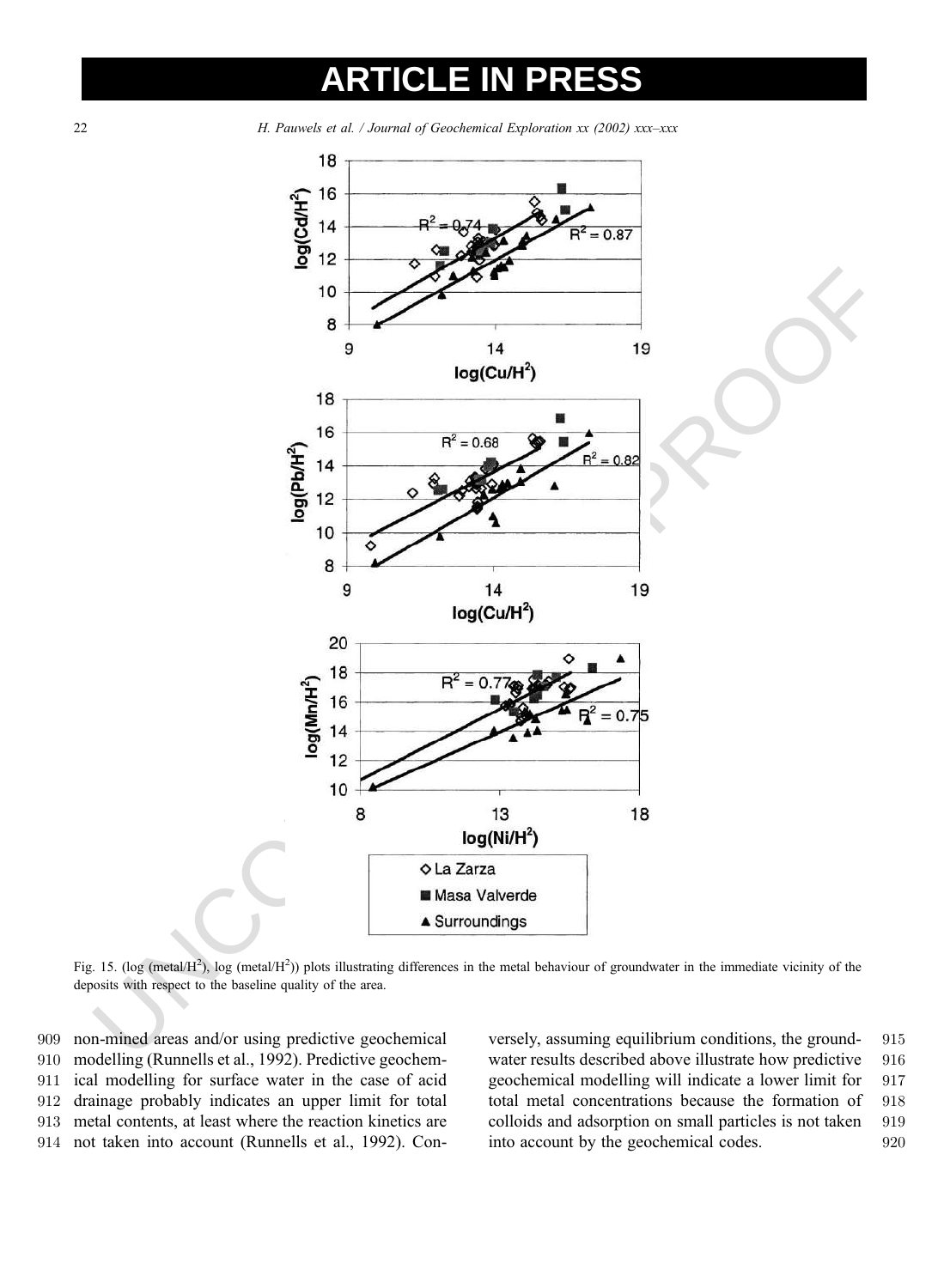Fig. 15. (log (metal/$H^2$), log (metal/$H^2$)) plots illustrating differences in the metal behaviour of groundwater in the immediate vicinity of the deposits with respect to the baseline quality of the area.

non-mined areas and/or using predictive geochemical modelling (Runnells et al., 1992). Predictive geochemical modelling for surface water in the case of acid drainage probably indicates an upper limit for total metal contents, at least where the reaction kinetics are not taken into account (Runnells et al., 1992). Conversely, assuming equilibrium conditions, the groundwater results described above illustrate how predictive geochemical modelling will indicate a lower limit for total metal concentrations because the formation of colloids and adsorption on small particles is not taken into account by the geochemical codes.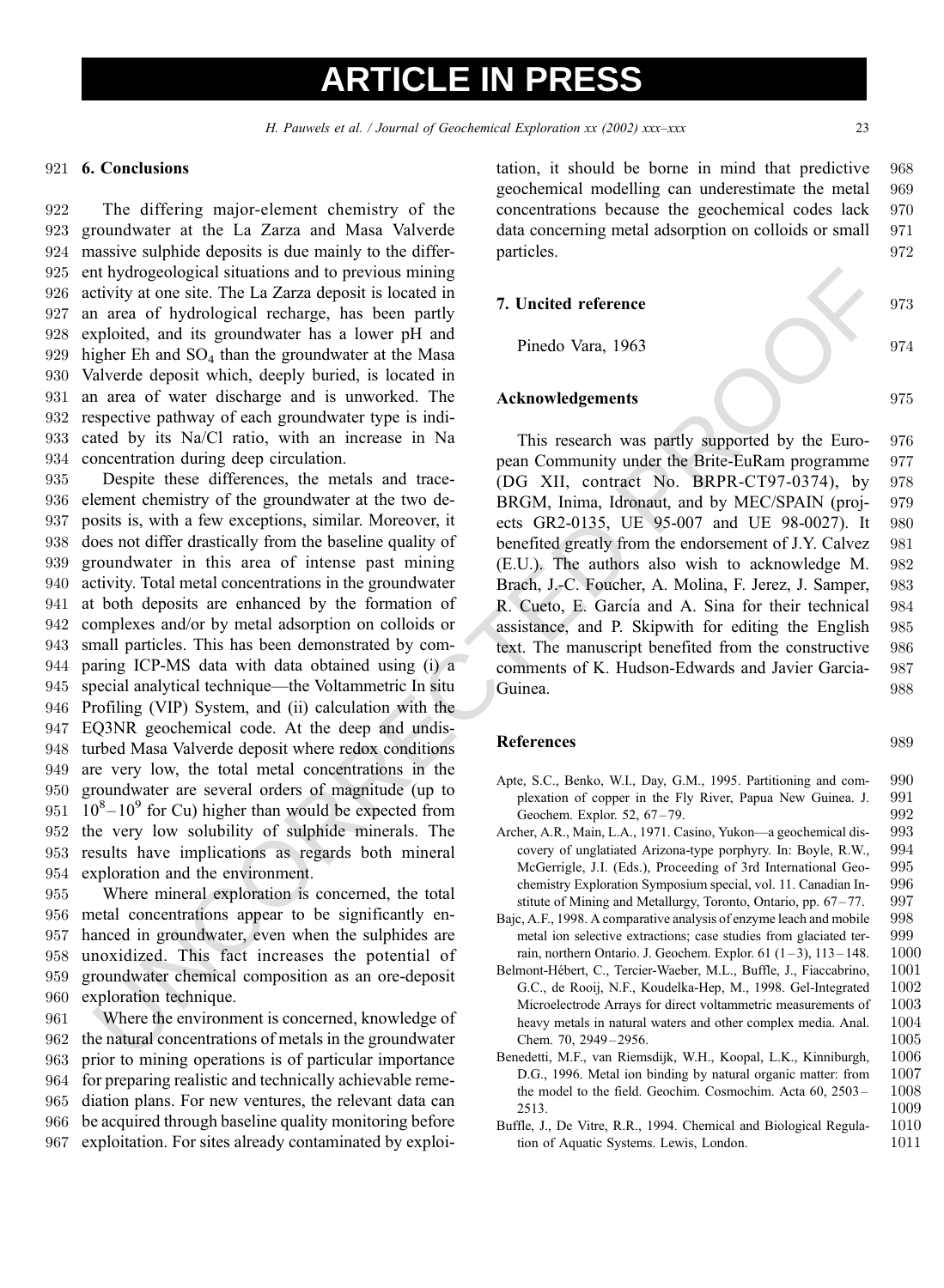## 6. Conclusions

The differing major-element chemistry of the groundwater at the La Zarza and Masa Valverde massive sulphide deposits is due mainly to the different hydrogeological situations and to previous mining activity at one site. The La Zarza deposit is located in an area of hydrological recharge, has been partly exploited, and its groundwater has a lower pH and higher Eh and $SO_4$ than the groundwater at the Masa Valverde deposit which, deeply buried, is located in an area of water discharge and is unworked. The respective pathway of each groundwater type is indicated by its Na/Cl ratio, with an increase in Na concentration during deep circulation.

Despite these differences, the metals and trace-element chemistry of the groundwater at the two deposits is, with a few exceptions, similar. Moreover, it does not differ drastically from the baseline quality of groundwater in this area of intense past mining activity. Total metal concentrations in the groundwater at both deposits are enhanced by the formation of complexes and/or by metal adsorption on colloids or small particles. This has been demonstrated by comparing ICP-MS data with data obtained using (i) a special analytical technique—the Voltammetric In situ Profiling (VIP) System, and (ii) calculation with the EQ3NR geochemical code. At the deep and undisturbed Masa Valverde deposit where redox conditions are very low, the total metal concentrations in the groundwater are several orders of magnitude (up to $10^8 – 10^9$ for Cu) higher than would be expected from the very low solubility of sulphide minerals. The results have implications as regards both mineral exploration and the environment.

Where mineral exploration is concerned, the total metal concentrations appear to be significantly enhanced in groundwater, even when the sulphides are unoxidized. This fact increases the potential of groundwater chemical composition as an ore-deposit exploration technique.

Where the environment is concerned, knowledge of the natural concentrations of metals in the groundwater prior to mining operations is of particular importance for preparing realistic and technically achievable remediation plans. For new ventures, the relevant data can be acquired through baseline quality monitoring before exploitation. For sites already contaminated by exploitation, it should be borne in mind that predictive geochemical modelling can underestimate the metal concentrations because the geochemical codes lack data concerning metal adsorption on colloids or small particles.

## 7. Uncited reference

Pinedo Vara, 1963

## Acknowledgements

This research was partly supported by the European Community under the Brite-EuRam programme (DG XII, contract No. BRPR-CT97-0374), by BRGM, Inima, Idronaut, and by MEC/SPAIN (projects GR2-0135, UE 95-007 and UE 98-0027). It benefited greatly from the endorsement of J.Y. Calvez (E.U.). The authors also wish to acknowledge M. Brach, J.-C. Foucher, A. Molina, F. Jerez, J. Samper, R. Cueto, E. García and A. Sina for their technical assistance, and P. Skipwith for editing the English text. The manuscript benefited from the constructive comments of K. Hudson-Edwards and Javier Garcia-Guinea.

## References

Apte, S.C., Benko, W.I., Day, G.M., 1995. Partitioning and complexation of copper in the Fly River, Papua New Guinea. J. Geochem. Explor. 52, 67–79.

Archer, A.R., Main, L.A., 1971. Casino, Yukon—a geochemical discovery of unglatiated Arizona-type porphyry. In: Boyle, R.W., McGerrigle, J.I. (Eds.), Proceeding of 3rd International Geochemistry Exploration Symposium special, vol. 11. Canadian Institute of Mining and Metallurgy, Toronto, Ontario, pp. 67–77.

Bajc, A.F., 1998. A comparative analysis of enzyme leach and mobile metal ion selective extractions; case studies from glaciated terrain, northern Ontario. J. Geochem. Explor. 61 (1–3), 113–148.

Belmont-Hébert, C., Tercier-Waeber, M.L., Buffle, J., Fiaccabrino, G.C., de Rooij, N.F., Koudelka-Hep, M., 1998. Gel-Integrated Microelectrode Arrays for direct voltammetric measurements of heavy metals in natural waters and other complex media. Anal. Chem. 70, 2949–2956.

Benedetti, M.F., van Riemsdijk, W.H., Koopal, L.K., Kinniburgh, D.G., 1996. Metal ion binding by natural organic matter: from the model to the field. Geochim. Cosmochim. Acta 60, 2503–2513.

Buffle, J., De Vitre, R.R., 1994. Chemical and Biological Regulation of Aquatic Systems. Lewis, London.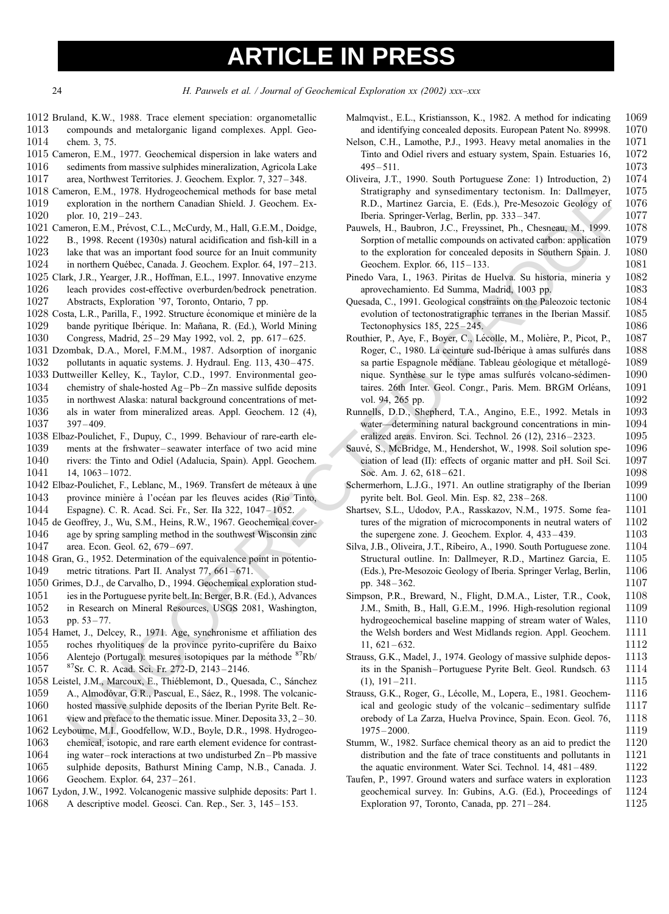Bruland, K.W., 1988. Trace element speciation: organometallic compounds and metalorganic ligand complexes. Appl. Geochem. 3, 75.

Cameron, E.M., 1977. Geochemical dispersion in lake waters and sediments from massive sulphides mineralization, Agricola Lake area, Northwest Territories. J. Geochem. Explor. 7, 327–348.

Cameron, E.M., 1978. Hydrogeochemical methods for base metal exploration in the northern Canadian Shield. J. Geochem. Explor. 10, 219–243.

Cameron, E.M., Prévost, C.L., McCurdy, M., Hall, G.E.M., Doidge, B., 1998. Recent (1930s) natural acidification and fish-kill in a lake that was an important food source for an Inuit community in northern Québec, Canada. J. Geochem. Explor. 64, 197–213.

Clark, J.R., Yearger, J.R., Hoffman, E.L., 1997. Innovative enzyme leach provides cost-effective overburden/bedrock penetration. Abstracts, Exploration '97, Toronto, Ontario, 7 pp.

Costa, L.R., Parilla, F., 1992. Structure économique et minière de la bande pyritique Ibérique. In: Mañana, R. (Ed.), World Mining Congress, Madrid, 25–29 May 1992, vol. 2, pp. 617–625.

Dzombak, D.A., Morel, F.M.M., 1987. Adsorption of inorganic pollutants in aquatic systems. J. Hydraul. Eng. 113, 430–475.

Duttweiller Kelley, K., Taylor, C.D., 1997. Environmental geochemistry of shale-hosted Ag–Pb–Zn massive sulfide deposits in northwest Alaska: natural background concentrations of metals in water from mineralized areas. Appl. Geochem. 12 (4), 397–409.

Elbaz-Poulichet, F., Dupuy, C., 1999. Behaviour of rare-earth elements at the frshwater–seawater interface of two acid mine rivers: the Tinto and Odiel (Adalucia, Spain). Appl. Geochem. 14, 1063–1072.

Elbaz-Poulichet, F., Leblanc, M., 1969. Transfert de méteaux à une province minière à l'océan par les fleuves acides (Rio Tinto, Espagne). C. R. Acad. Sci. Fr., Ser. IIa 322, 1047–1052.

de Geoffrey, J., Wu, S.M., Heins, R.W., 1967. Geochemical coverage by spring sampling method in the southwest Wisconsin zinc area. Econ. Geol. 62, 679–697.

Gran, G., 1952. Determination of the equivalence point in potentiometric titrations. Part II. Analyst 77, 661–671.

Grimes, D.J., de Carvalho, D., 1994. Geochemical exploration studies in the Portuguese pyrite belt. In: Berger, B.R. (Ed.), Advances in Research on Mineral Resources, USGS 2081, Washington, pp. 53–77.

Hamet, J., Delcey, R., 1971. Age, synchronisme et affiliation des roches rhyolitiques de la province pyrito-cuprifère du Baixo Alentejo (Portugal): mesures isotopiques par la méthode $^{87}$Rb/$^{87}$Sr. C. R. Acad. Sci. Fr. 272-D, 2143–2146.

Leistel, J.M., Marcoux, E., Thiéblemont, D., Quesada, C., Sánchez A., Almodóvar, G.R., Pascual, E., Sáez, R., 1998. The volcanic-hosted massive sulphide deposits of the Iberian Pyrite Belt. Review and preface to the thematic issue. Miner. Deposita 33, 2–30.

Leybourne, M.I., Goodfellow, W.D., Boyle, D.R., 1998. Hydrogeochemical, isotopic, and rare earth element evidence for contrasting water–rock interactions at two undisturbed Zn–Pb massive sulphide deposits, Bathurst Mining Camp, N.B., Canada. J. Geochem. Explor. 64, 237–261.

Lydon, J.W., 1992. Volcanogenic massive sulphide deposits: Part 1. A descriptive model. Geosci. Can. Rep., Ser. 3, 145–153.

Malmqvist., E.L., Kristiansson, K., 1982. A method for indicating and identifying concealed deposits. European Patent No. 89998.

Nelson, C.H., Lamothe, P.J., 1993. Heavy metal anomalies in the Tinto and Odiel rivers and estuary system, Spain. Estuaries 16, 495–511.

Oliveira, J.T., 1990. South Portuguese Zone: 1) Introduction, 2) Stratigraphy and synsedimentary tectonism. In: Dallmeyer, R.D., Martinez Garcia, E. (Eds.), Pre-Mesozoic Geology of Iberia. Springer-Verlag, Berlin, pp. 333–347.

Pauwels, H., Baubron, J.C., Freyssinet, Ph., Chesneau, M., 1999. Sorption of metallic compounds on activated carbon: application to the exploration for concealed deposits in Southern Spain. J. Geochem. Explor. 66, 115–133.

Pinedo Vara, I., 1963. Piritas de Huelva. Su historia, mineria y aprovechamiento. Ed Summa, Madrid, 1003 pp.

Quesada, C., 1991. Geological constraints on the Paleozoic tectonic evolution of tectonostratigraphic terranes in the Iberian Massif. Tectonophysics 185, 225–245.

Routhier, P., Aye, F., Boyer, C., Lécolle, M., Molière, P., Picot, P., Roger, C., 1980. La ceinture sud-Ibérique à amas sulfurés dans sa partie Espagnole médiane. Tableau géologique et métallogénique. Synthèse sur le type amas sulfurés volcano-sédimentaires. 26th Inter. Geol. Congr., Paris. Mem. BRGM Orléans, vol. 94, 265 pp.

Runnells, D.D., Shepherd, T.A., Angino, E.E., 1992. Metals in water—determining natural background concentrations in mineralized areas. Environ. Sci. Technol. 26 (12), 2316–2323.

Sauvé, S., McBridge, M., Hendershot, W., 1998. Soil solution speciation of lead (II): effects of organic matter and pH. Soil Sci. Soc. Am. J. 62, 618–621.

Schermerhorn, L.J.G., 1971. An outline stratigraphy of the Iberian pyrite belt. Bol. Geol. Min. Esp. 82, 238–268.

Shartsev, S.L., Udodov, P.A., Rasskazov, N.M., 1975. Some features of the migration of microcomponents in neutral waters of the supergene zone. J. Geochem. Explor. 4, 433–439.

Silva, J.B., Oliveira, J.T., Ribeiro, A., 1990. South Portuguese zone. Structural outline. In: Dallmeyer, R.D., Martinez Garcia, E. (Eds.), Pre-Mesozoic Geology of Iberia. Springer Verlag, Berlin, pp. 348–362.

Simpson, P.R., Breward, N., Flight, D.M.A., Lister, T.R., Cook, J.M., Smith, B., Hall, G.E.M., 1996. High-resolution regional hydrogeochemical baseline mapping of stream water of Wales, the Welsh borders and West Midlands region. Appl. Geochem. 11, 621–632.

Strauss, G.K., Madel, J., 1974. Geology of massive sulphide deposits in the Spanish–Portuguese Pyrite Belt. Geol. Rundsch. 63 (1), 191–211.

Strauss, G.K., Roger, G., Lécolle, M., Lopera, E., 1981. Geochemical and geologic study of the volcanic–sedimentary sulfide orebody of La Zarza, Huelva Province, Spain. Econ. Geol. 76, 1975–2000.

Stumm, W., 1982. Surface chemical theory as an aid to predict the distribution and the fate of trace constituents and pollutants in the aquatic environment. Water Sci. Technol. 14, 481–489.

Taufen, P., 1997. Ground waters and surface waters in exploration geochemical survey. In: Gubins, A.G. (Ed.), Proceedings of Exploration 97, Toronto, Canada, pp. 271–284.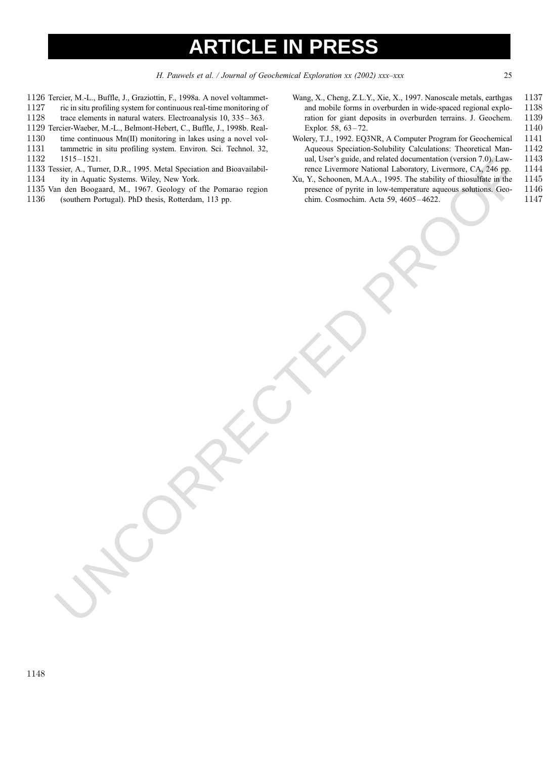Tercier, M.-L., Buffle, J., Graziottin, F., 1998a. A novel voltammetric in situ profiling system for continuous real-time monitoring of trace elements in natural waters. Electroanalysis 10, 335–363.

Tercier-Waeber, M.-L., Belmont-Hebert, C., Buffle, J., 1998b. Real-time continuous Mn(II) monitoring in lakes using a novel voltammetric in situ profiling system. Environ. Sci. Technol. 32, 1515–1521.

Tessier, A., Turner, D.R., 1995. Metal Speciation and Bioavailability in Aquatic Systems. Wiley, New York.

Van den Boogaard, M., 1967. Geology of the Pomarao region (southern Portugal). PhD thesis, Rotterdam, 113 pp.

Wang, X., Cheng, Z.L.Y., Xie, X., 1997. Nanoscale metals, earthgas and mobile forms in overburden in wide-spaced regional exploration for giant deposits in overburden terrains. J. Geochem. Explor. 58, 63–72.

Wolery, T.J., 1992. EQ3NR, A Computer Program for Geochemical Aqueous Speciation-Solubility Calculations: Theoretical Manual, User's guide, and related documentation (version 7.0). Lawrence Livermore National Laboratory, Livermore, CA, 246 pp.

Xu, Y., Schoonen, M.A.A., 1995. The stability of thiosulfate in the presence of pyrite in low-temperature aqueous solutions. Geochim. Cosmochim. Acta 59, 4605–4622.